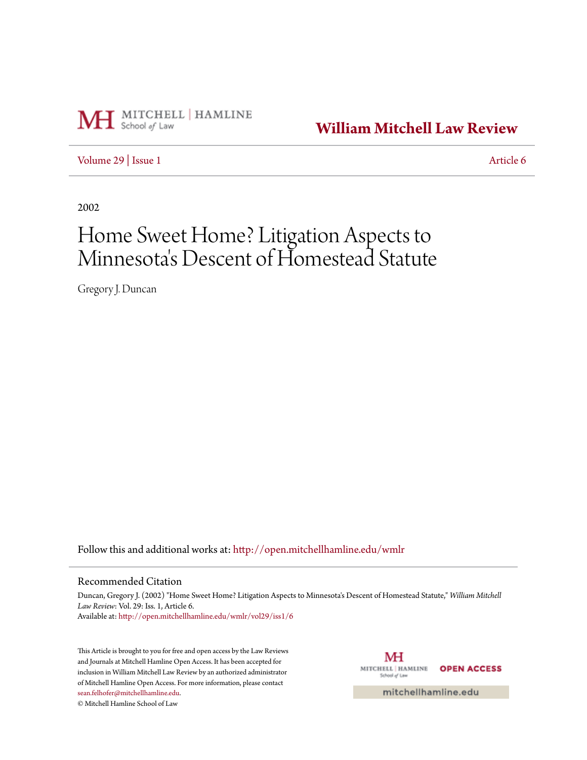MITCHELL | HAMLINE School of Law

**William Mitchell Law Review**

Volume 29 | Issue 1 — Article 6

2002

# Home Sweet Home? Litigation Aspects to Minnesota's Descent of Homestead Statute

Gregory J. Duncan

Follow this and additional works at: http://open.mitchellhamline.edu/wmlr

## Recommended Citation

Duncan, Gregory J. (2002) "Home Sweet Home? Litigation Aspects to Minnesota's Descent of Homestead Statute," *William Mitchell Law Review*: Vol. 29: Iss. 1, Article 6.
Available at: http://open.mitchellhamline.edu/wmlr/vol29/iss1/6

This Article is brought to you for free and open access by the Law Reviews and Journals at Mitchell Hamline Open Access. It has been accepted for inclusion in William Mitchell Law Review by an authorized administrator of Mitchell Hamline Open Access. For more information, please contact sean.felhofer@mitchellhamline.edu.
© Mitchell Hamline School of Law

MITCHELL | HAMLINE School of Law — OPEN ACCESS

mitchellhamline.edu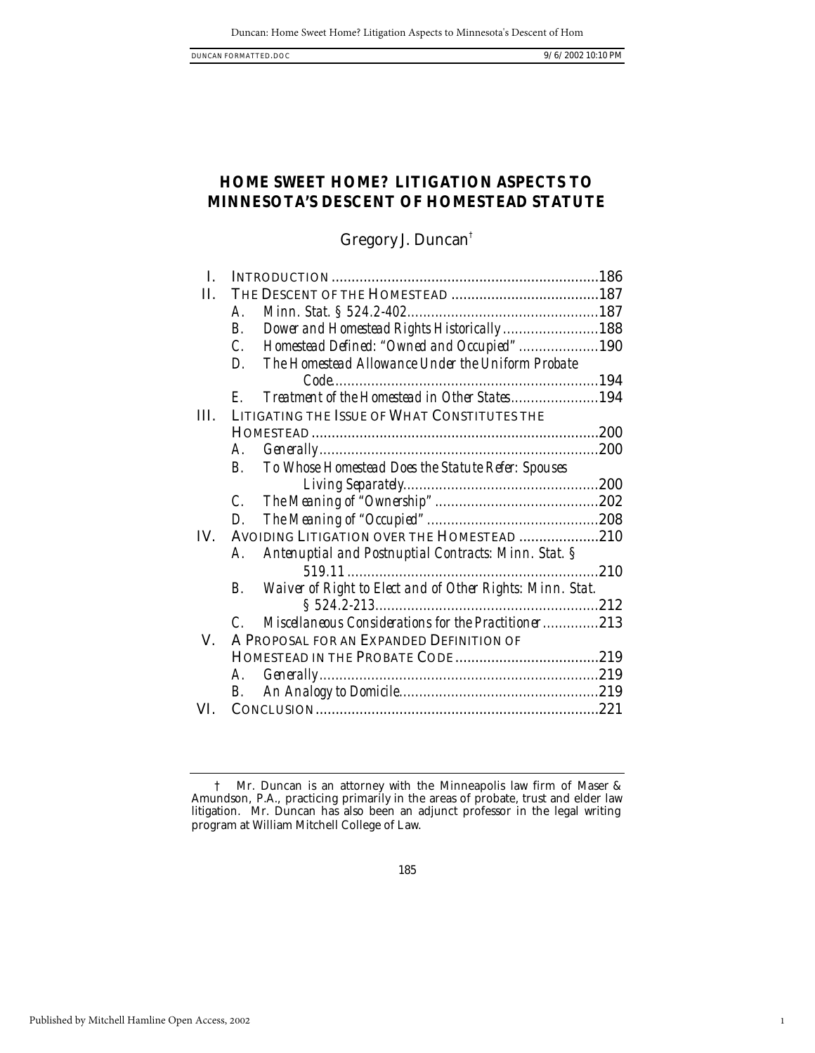# HOME SWEET HOME? LITIGATION ASPECTS TO MINNESOTA'S DESCENT OF HOMESTEAD STATUTE

Gregory J. Duncan[†]

| | | | |
|---|---|---|---|
| I. | INTRODUCTION | | 186 |
| II. | THE DESCENT OF THE HOMESTEAD | | 187 |
| | A. | *Minn. Stat. § 524.2-402* | 187 |
| | B. | *Dower and Homestead Rights Historically* | 188 |
| | C. | *Homestead Defined: "Owned and Occupied"* | 190 |
| | D. | *The Homestead Allowance Under the Uniform Probate Code* | 194 |
| | E. | *Treatment of the Homestead in Other States* | 194 |
| III. | LITIGATING THE ISSUE OF WHAT CONSTITUTES THE HOMESTEAD | | 200 |
| | A. | *Generally* | 200 |
| | B. | *To Whose Homestead Does the Statute Refer: Spouses Living Separately* | 200 |
| | C. | *The Meaning of "Ownership"* | 202 |
| | D. | *The Meaning of "Occupied"* | 208 |
| IV. | AVOIDING LITIGATION OVER THE HOMESTEAD | | 210 |
| | A. | *Antenuptial and Postnuptial Contracts: Minn. Stat. § 519.11* | 210 |
| | B. | *Waiver of Right to Elect and of Other Rights: Minn. Stat. § 524.2-213* | 212 |
| | C. | *Miscellaneous Considerations for the Practitioner* | 213 |
| V. | A PROPOSAL FOR AN EXPANDED DEFINITION OF HOMESTEAD IN THE PROBATE CODE | | 219 |
| | A. | *Generally* | 219 |
| | B. | *An Analogy to Domicile* | 219 |
| VI. | CONCLUSION | | 221 |

† Mr. Duncan is an attorney with the Minneapolis law firm of Maser & Amundson, P.A., practicing primarily in the areas of probate, trust and elder law litigation. Mr. Duncan has also been an adjunct professor in the legal writing program at William Mitchell College of Law.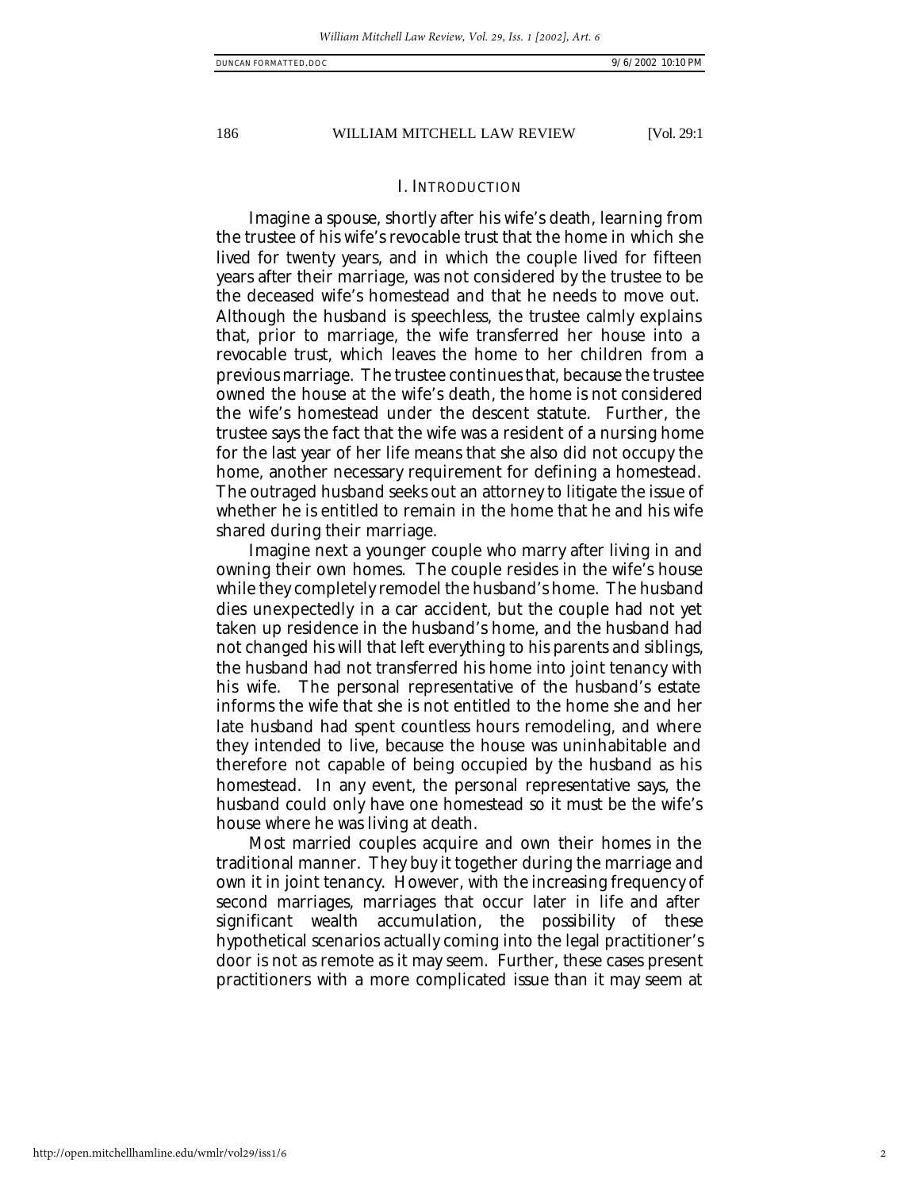## I. INTRODUCTION

Imagine a spouse, shortly after his wife's death, learning from the trustee of his wife's revocable trust that the home in which she lived for twenty years, and in which the couple lived for fifteen years after their marriage, was not considered by the trustee to be the deceased wife's homestead and that he needs to move out. Although the husband is speechless, the trustee calmly explains that, prior to marriage, the wife transferred her house into a revocable trust, which leaves the home to her children from a previous marriage. The trustee continues that, because the trustee owned the house at the wife's death, the home is not considered the wife's homestead under the descent statute. Further, the trustee says the fact that the wife was a resident of a nursing home for the last year of her life means that she also did not occupy the home, another necessary requirement for defining a homestead. The outraged husband seeks out an attorney to litigate the issue of whether he is entitled to remain in the home that he and his wife shared during their marriage.

Imagine next a younger couple who marry after living in and owning their own homes. The couple resides in the wife's house while they completely remodel the husband's home. The husband dies unexpectedly in a car accident, but the couple had not yet taken up residence in the husband's home, and the husband had not changed his will that left everything to his parents and siblings, the husband had not transferred his home into joint tenancy with his wife. The personal representative of the husband's estate informs the wife that she is not entitled to the home she and her late husband had spent countless hours remodeling, and where they intended to live, because the house was uninhabitable and therefore not capable of being occupied by the husband as his homestead. In any event, the personal representative says, the husband could only have one homestead so it must be the wife's house where he was living at death.

Most married couples acquire and own their homes in the traditional manner. They buy it together during the marriage and own it in joint tenancy. However, with the increasing frequency of second marriages, marriages that occur later in life and after significant wealth accumulation, the possibility of these hypothetical scenarios actually coming into the legal practitioner's door is not as remote as it may seem. Further, these cases present practitioners with a more complicated issue than it may seem at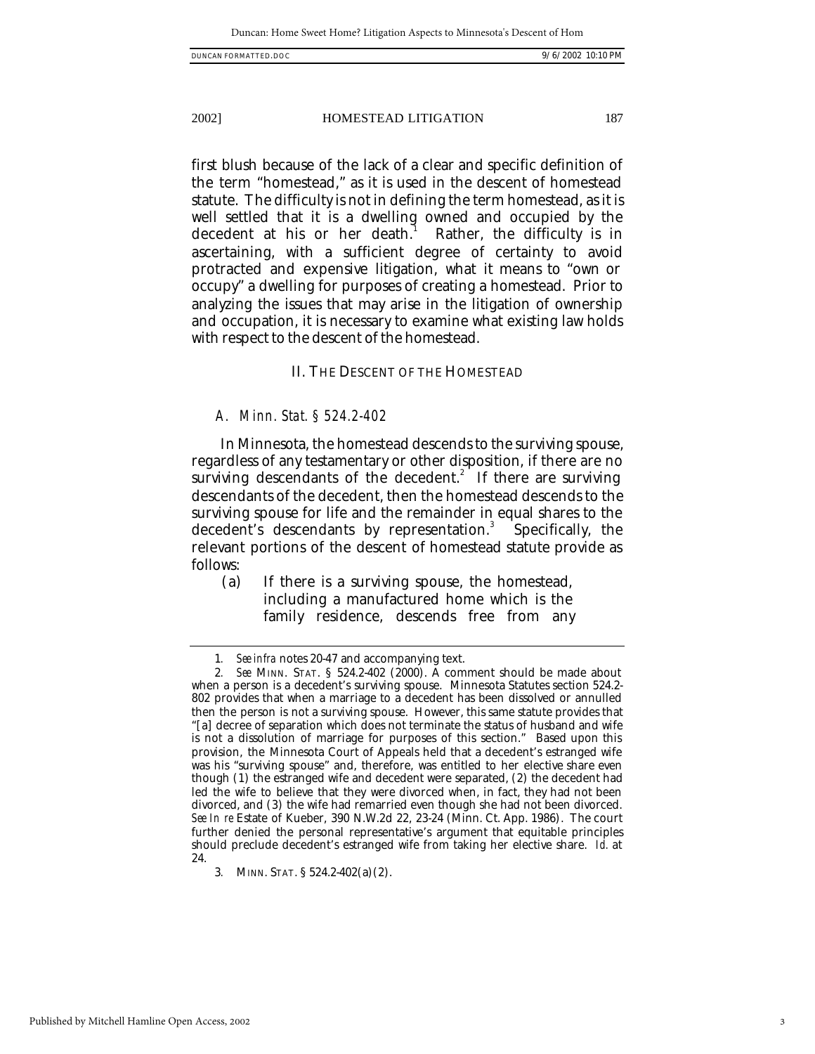first blush because of the lack of a clear and specific definition of the term "homestead," as it is used in the descent of homestead statute. The difficulty is not in defining the term homestead, as it is well settled that it is a dwelling owned and occupied by the decedent at his or her death.[1] Rather, the difficulty is in ascertaining, with a sufficient degree of certainty to avoid protracted and expensive litigation, what it means to "own or occupy" a dwelling for purposes of creating a homestead. Prior to analyzing the issues that may arise in the litigation of ownership and occupation, it is necessary to examine what existing law holds with respect to the descent of the homestead.

## II. THE DESCENT OF THE HOMESTEAD

### *A. Minn. Stat. § 524.2-402*

In Minnesota, the homestead descends to the surviving spouse, regardless of any testamentary or other disposition, if there are no surviving descendants of the decedent.[2] If there are surviving descendants of the decedent, then the homestead descends to the surviving spouse for life and the remainder in equal shares to the decedent's descendants by representation.[3] Specifically, the relevant portions of the descent of homestead statute provide as follows:

> (a) If there is a surviving spouse, the homestead, including a manufactured home which is the family residence, descends free from any

---

1. *See infra* notes 20-47 and accompanying text.

2. *See* MINN. STAT. § 524.2-402 (2000). A comment should be made about when a person is a decedent's surviving spouse. Minnesota Statutes section 524.2-802 provides that when a marriage to a decedent has been dissolved or annulled then the person is not a surviving spouse. However, this same statute provides that "[a] decree of separation which does not terminate the status of husband and wife is not a dissolution of marriage for purposes of this section." Based upon this provision, the Minnesota Court of Appeals held that a decedent's estranged wife was his "surviving spouse" and, therefore, was entitled to her elective share even though (1) the estranged wife and decedent were separated, (2) the decedent had led the wife to believe that they were divorced when, in fact, they had not been divorced, and (3) the wife had remarried even though she had not been divorced. *See In re* Estate of Kueber, 390 N.W.2d 22, 23-24 (Minn. Ct. App. 1986). The court further denied the personal representative's argument that equitable principles should preclude decedent's estranged wife from taking her elective share. *Id.* at 24.

3. MINN. STAT. § 524.2-402(a)(2).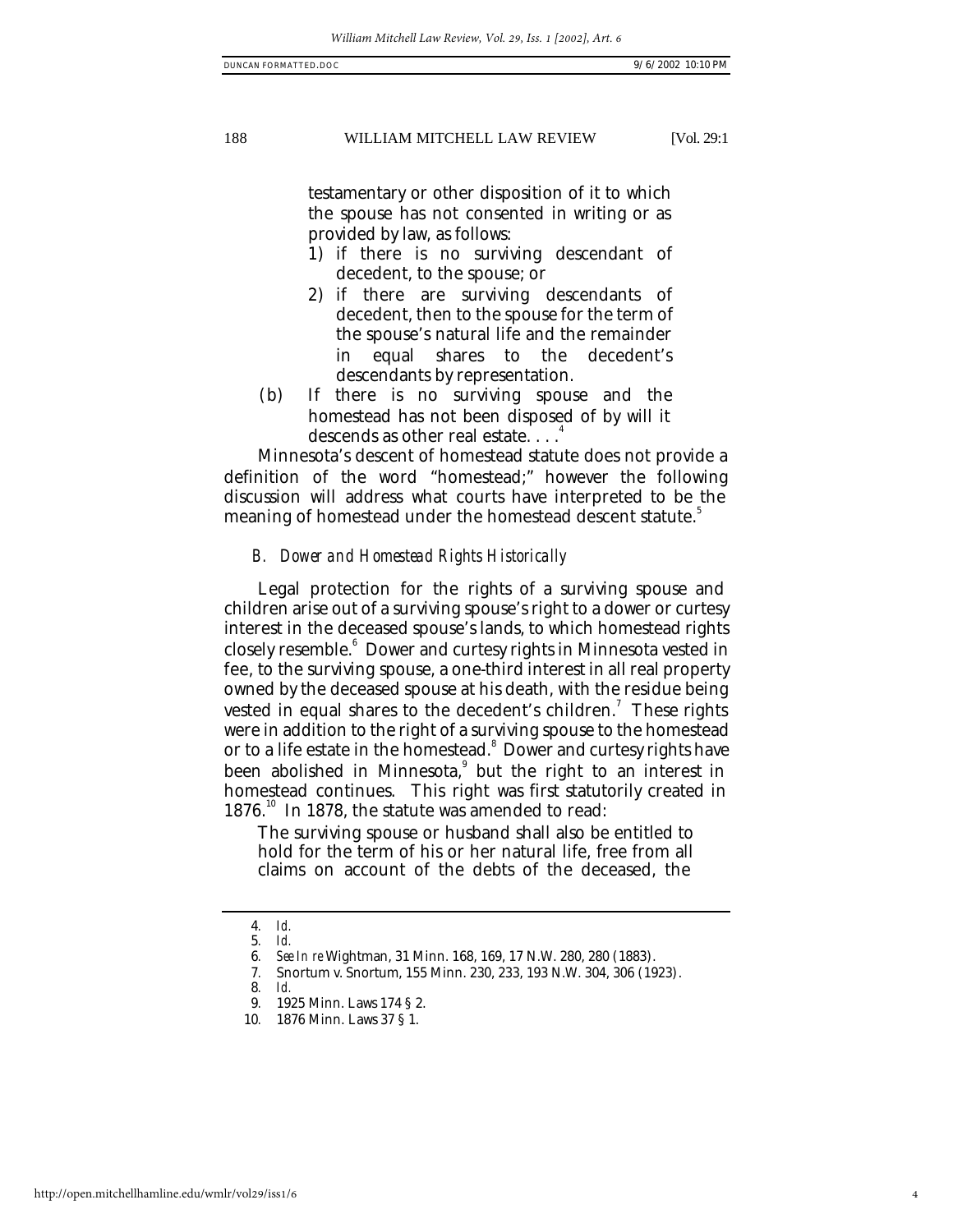> testamentary or other disposition of it to which the spouse has not consented in writing or as provided by law, as follows:
>
> 1) if there is no surviving descendant of decedent, to the spouse; or
> 2) if there are surviving descendants of decedent, then to the spouse for the term of the spouse's natural life and the remainder in equal shares to the decedent's descendants by representation.
>
> (b) If there is no surviving spouse and the homestead has not been disposed of by will it descends as other real estate. . . .[4]

Minnesota's descent of homestead statute does not provide a definition of the word "homestead;" however the following discussion will address what courts have interpreted to be the meaning of homestead under the homestead descent statute.[5]

### *B. Dower and Homestead Rights Historically*

Legal protection for the rights of a surviving spouse and children arise out of a surviving spouse's right to a dower or curtesy interest in the deceased spouse's lands, to which homestead rights closely resemble.[6] Dower and curtesy rights in Minnesota vested in fee, to the surviving spouse, a one-third interest in all real property owned by the deceased spouse at his death, with the residue being vested in equal shares to the decedent's children.[7] These rights were in addition to the right of a surviving spouse to the homestead or to a life estate in the homestead.[8] Dower and curtesy rights have been abolished in Minnesota,[9] but the right to an interest in homestead continues. This right was first statutorily created in 1876.[10] In 1878, the statute was amended to read:

> The surviving spouse or husband shall also be entitled to hold for the term of his or her natural life, free from all claims on account of the debts of the deceased, the

---

4. *Id.*

5. *Id.*

6. *See In re* Wightman, 31 Minn. 168, 169, 17 N.W. 280, 280 (1883).

7. Snortum v. Snortum, 155 Minn. 230, 233, 193 N.W. 304, 306 (1923).

8. *Id.*

9. 1925 Minn. Laws 174 § 2.

10. 1876 Minn. Laws 37 § 1.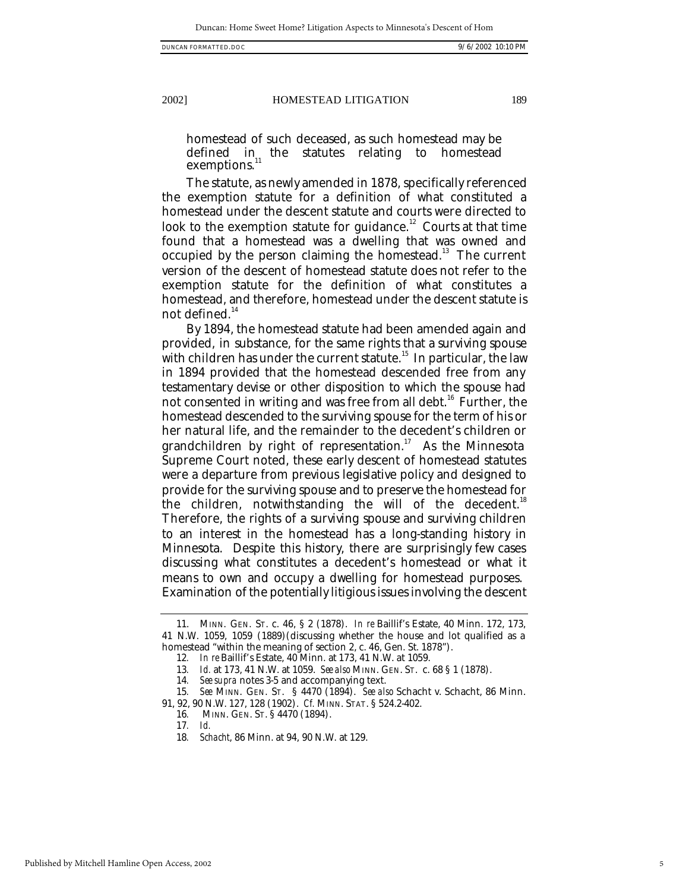homestead of such deceased, as such homestead may be defined in the statutes relating to homestead exemptions.[11]

The statute, as newly amended in 1878, specifically referenced the exemption statute for a definition of what constituted a homestead under the descent statute and courts were directed to look to the exemption statute for guidance.[12] Courts at that time found that a homestead was a dwelling that was owned and occupied by the person claiming the homestead.[13] The current version of the descent of homestead statute does not refer to the exemption statute for the definition of what constitutes a homestead, and therefore, homestead under the descent statute is not defined.[14]

By 1894, the homestead statute had been amended again and provided, in substance, for the same rights that a surviving spouse with children has under the current statute.[15] In particular, the law in 1894 provided that the homestead descended free from any testamentary devise or other disposition to which the spouse had not consented in writing and was free from all debt.[16] Further, the homestead descended to the surviving spouse for the term of his or her natural life, and the remainder to the decedent's children or grandchildren by right of representation.[17] As the Minnesota Supreme Court noted, these early descent of homestead statutes were a departure from previous legislative policy and designed to provide for the surviving spouse and to preserve the homestead for the children, notwithstanding the will of the decedent.[18] Therefore, the rights of a surviving spouse and surviving children to an interest in the homestead has a long-standing history in Minnesota. Despite this history, there are surprisingly few cases discussing what constitutes a decedent's homestead or what it means to own and occupy a dwelling for homestead purposes. Examination of the potentially litigious issues involving the descent

---

11. MINN. GEN. ST. c. 46, § 2 (1878). *In re* Baillif's Estate, 40 Minn. 172, 173, 41 N.W. 1059, 1059 (1889) (discussing whether the house and lot qualified as a homestead "within the meaning of section 2, c. 46, Gen. St. 1878").

12. *In re* Baillif's Estate, 40 Minn. at 173, 41 N.W. at 1059.

13. *Id.* at 173, 41 N.W. at 1059. *See also* MINN. GEN. ST. c. 68 § 1 (1878).

14. *See supra* notes 3-5 and accompanying text.

15. *See* MINN. GEN. ST. § 4470 (1894). *See also* Schacht v. Schacht, 86 Minn. 91, 92, 90 N.W. 127, 128 (1902). *Cf.* MINN. STAT. § 524.2-402.

16. MINN. GEN. ST. § 4470 (1894).

17. *Id.*

18. *Schacht*, 86 Minn. at 94, 90 N.W. at 129.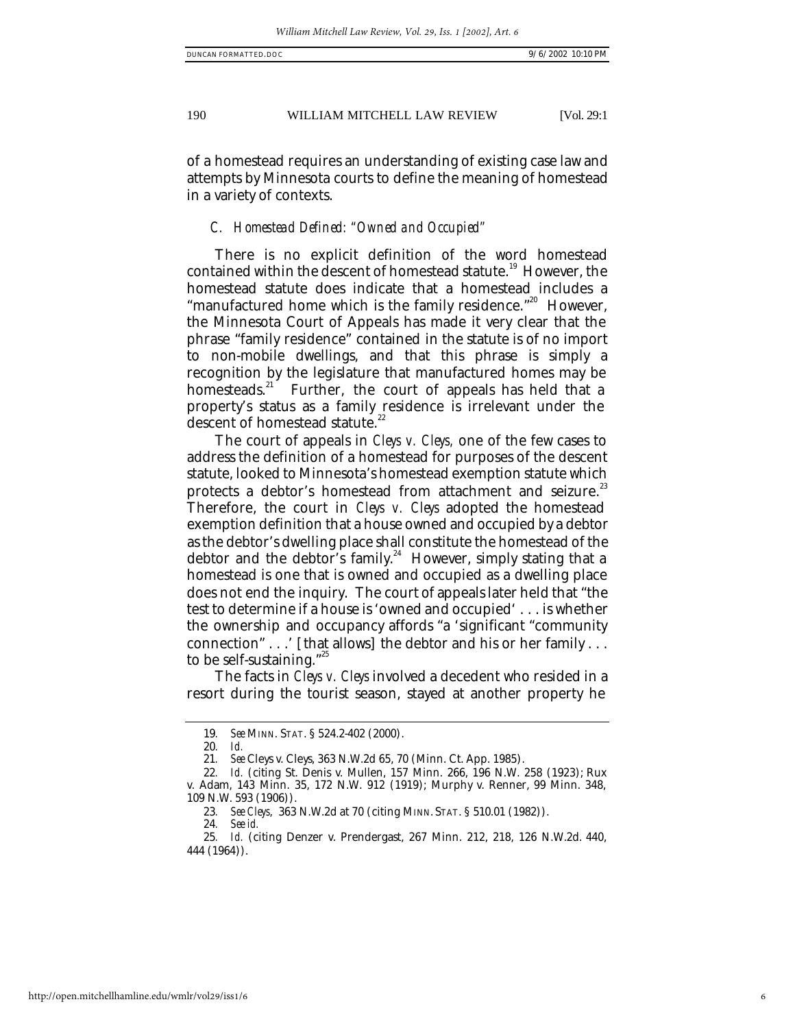of a homestead requires an understanding of existing case law and attempts by Minnesota courts to define the meaning of homestead in a variety of contexts.

### *C. Homestead Defined: "Owned and Occupied"*

There is no explicit definition of the word homestead contained within the descent of homestead statute.[19] However, the homestead statute does indicate that a homestead includes a "manufactured home which is the family residence."[20] However, the Minnesota Court of Appeals has made it very clear that the phrase "family residence" contained in the statute is of no import to non-mobile dwellings, and that this phrase is simply a recognition by the legislature that manufactured homes may be homesteads.[21] Further, the court of appeals has held that a property's status as a family residence is irrelevant under the descent of homestead statute.[22]

The court of appeals in *Cleys v. Cleys,* one of the few cases to address the definition of a homestead for purposes of the descent statute, looked to Minnesota's homestead exemption statute which protects a debtor's homestead from attachment and seizure.[23] Therefore, the court in *Cleys v. Cleys* adopted the homestead exemption definition that a house owned and occupied by a debtor as the debtor's dwelling place shall constitute the homestead of the debtor and the debtor's family.[24] However, simply stating that a homestead is one that is owned and occupied as a dwelling place does not end the inquiry. The court of appeals later held that "the test to determine if a house is 'owned and occupied' . . . is whether the ownership and occupancy affords "a 'significant "community connection" . . .' [that allows] the debtor and his or her family . . . to be self-sustaining."[25]

The facts in *Cleys v. Cleys* involved a decedent who resided in a resort during the tourist season, stayed at another property he

---

19. *See* MINN. STAT. § 524.2-402 (2000).

20. *Id.*

21. *See* Cleys v. Cleys, 363 N.W.2d 65, 70 (Minn. Ct. App. 1985).

22. *Id.* (citing St. Denis v. Mullen, 157 Minn. 266, 196 N.W. 258 (1923); Rux v. Adam, 143 Minn. 35, 172 N.W. 912 (1919); Murphy v. Renner, 99 Minn. 348, 109 N.W. 593 (1906)).

23. *See Cleys*, 363 N.W.2d at 70 (citing MINN. STAT. § 510.01 (1982)).

24. *See id.*

25. *Id.* (citing Denzer v. Prendergast, 267 Minn. 212, 218, 126 N.W.2d. 440, 444 (1964)).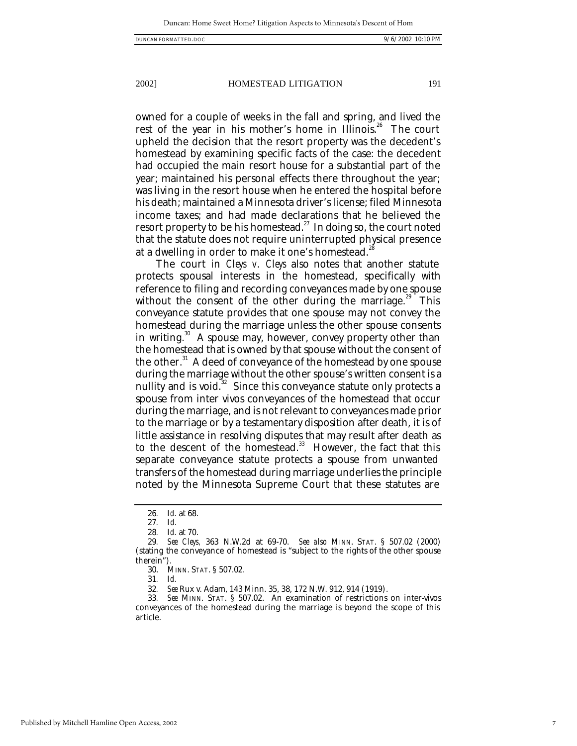owned for a couple of weeks in the fall and spring, and lived the rest of the year in his mother's home in Illinois.[26] The court upheld the decision that the resort property was the decedent's homestead by examining specific facts of the case: the decedent had occupied the main resort house for a substantial part of the year; maintained his personal effects there throughout the year; was living in the resort house when he entered the hospital before his death; maintained a Minnesota driver's license; filed Minnesota income taxes; and had made declarations that he believed the resort property to be his homestead.[27] In doing so, the court noted that the statute does not require uninterrupted physical presence at a dwelling in order to make it one's homestead.[28]

The court in *Cleys v. Cleys* also notes that another statute protects spousal interests in the homestead, specifically with reference to filing and recording conveyances made by one spouse without the consent of the other during the marriage.[29] This conveyance statute provides that one spouse may not convey the homestead during the marriage unless the other spouse consents in writing.[30] A spouse may, however, convey property other than the homestead that is owned by that spouse without the consent of the other.[31] A deed of conveyance of the homestead by one spouse during the marriage without the other spouse's written consent is a nullity and is void.[32] Since this conveyance statute only protects a spouse from inter vivos conveyances of the homestead that occur during the marriage, and is not relevant to conveyances made prior to the marriage or by a testamentary disposition after death, it is of little assistance in resolving disputes that may result after death as to the descent of the homestead.[33] However, the fact that this separate conveyance statute protects a spouse from unwanted transfers of the homestead during marriage underlies the principle noted by the Minnesota Supreme Court that these statutes are

---

26. *Id.* at 68.

27. *Id.*

28. *Id.* at 70.

29. *See Cleys,* 363 N.W.2d at 69-70. *See also* MINN. STAT. § 507.02 (2000) (stating the conveyance of homestead is "subject to the rights of the other spouse therein").

30. MINN. STAT. § 507.02.

31. *Id.*

32. *See* Rux v. Adam, 143 Minn. 35, 38, 172 N.W. 912, 914 (1919).

33. *See* MINN. STAT. § 507.02. An examination of restrictions on inter-vivos conveyances of the homestead during the marriage is beyond the scope of this article.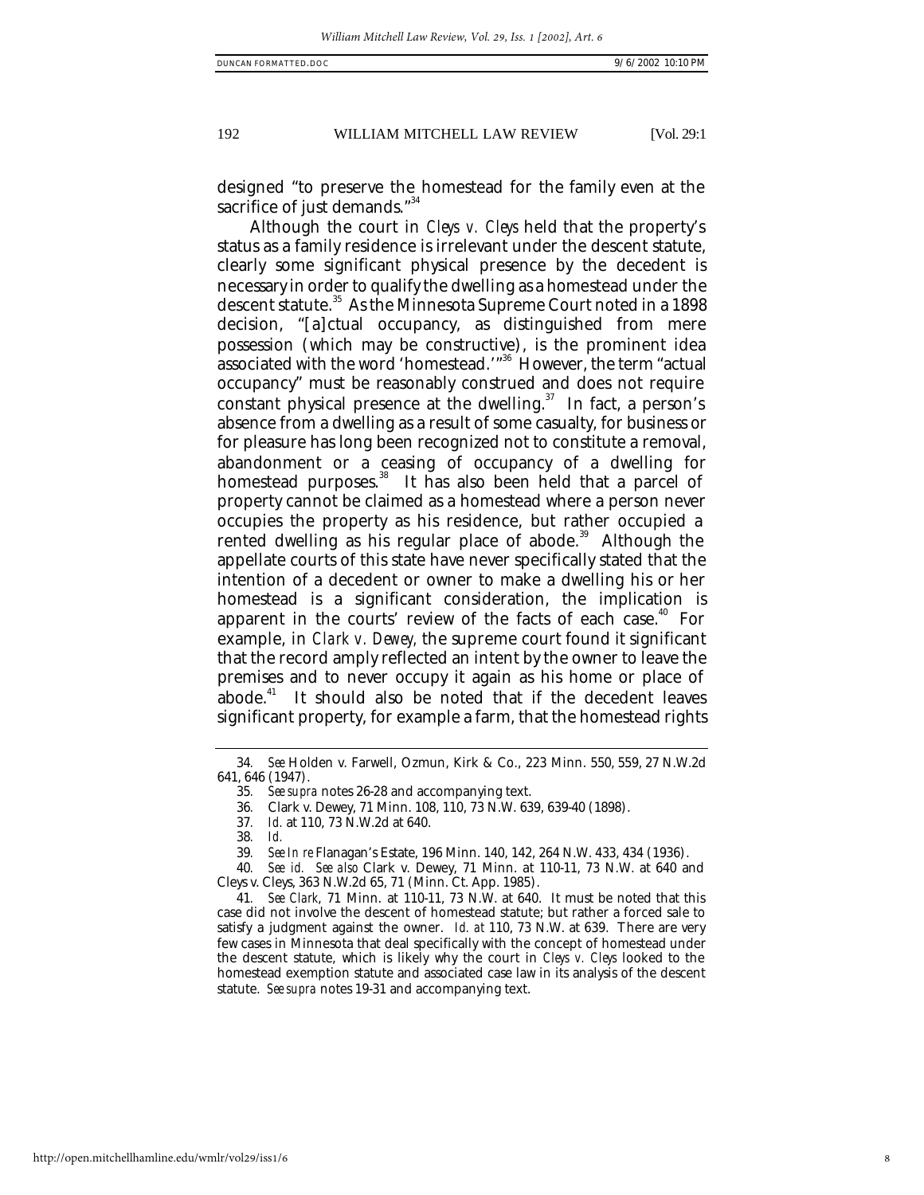designed "to preserve the homestead for the family even at the sacrifice of just demands."[34]

Although the court in *Cleys v. Cleys* held that the property's status as a family residence is irrelevant under the descent statute, clearly some significant physical presence by the decedent is necessary in order to qualify the dwelling as a homestead under the descent statute.[35] As the Minnesota Supreme Court noted in a 1898 decision, "[a]ctual occupancy, as distinguished from mere possession (which may be constructive), is the prominent idea associated with the word 'homestead.'"[36] However, the term "actual occupancy" must be reasonably construed and does not require constant physical presence at the dwelling.[37] In fact, a person's absence from a dwelling as a result of some casualty, for business or for pleasure has long been recognized not to constitute a removal, abandonment or a ceasing of occupancy of a dwelling for homestead purposes.[38] It has also been held that a parcel of property cannot be claimed as a homestead where a person never occupies the property as his residence, but rather occupied a rented dwelling as his regular place of abode.[39] Although the appellate courts of this state have never specifically stated that the intention of a decedent or owner to make a dwelling his or her homestead is a significant consideration, the implication is apparent in the courts' review of the facts of each case.[40] For example, in *Clark v. Dewey*, the supreme court found it significant that the record amply reflected an intent by the owner to leave the premises and to never occupy it again as his home or place of abode.[41] It should also be noted that if the decedent leaves significant property, for example a farm, that the homestead rights

---

34. *See* Holden v. Farwell, Ozmun, Kirk & Co., 223 Minn. 550, 559, 27 N.W.2d 641, 646 (1947).

35. *See supra* notes 26-28 and accompanying text.

36. Clark v. Dewey, 71 Minn. 108, 110, 73 N.W. 639, 639-40 (1898).

37. *Id.* at 110, 73 N.W.2d at 640.

38. *Id.*

39. *See In re* Flanagan's Estate, 196 Minn. 140, 142, 264 N.W. 433, 434 (1936).

40. *See id. See also* Clark v. Dewey, 71 Minn. at 110-11, 73 N.W. at 640 and Cleys v. Cleys, 363 N.W.2d 65, 71 (Minn. Ct. App. 1985).

41. *See Clark*, 71 Minn. at 110-11, 73 N.W. at 640. It must be noted that this case did not involve the descent of homestead statute; but rather a forced sale to satisfy a judgment against the owner. *Id. at* 110, 73 N.W. at 639. There are very few cases in Minnesota that deal specifically with the concept of homestead under the descent statute, which is likely why the court in *Cleys v. Cleys* looked to the homestead exemption statute and associated case law in its analysis of the descent statute. *See supra* notes 19-31 and accompanying text.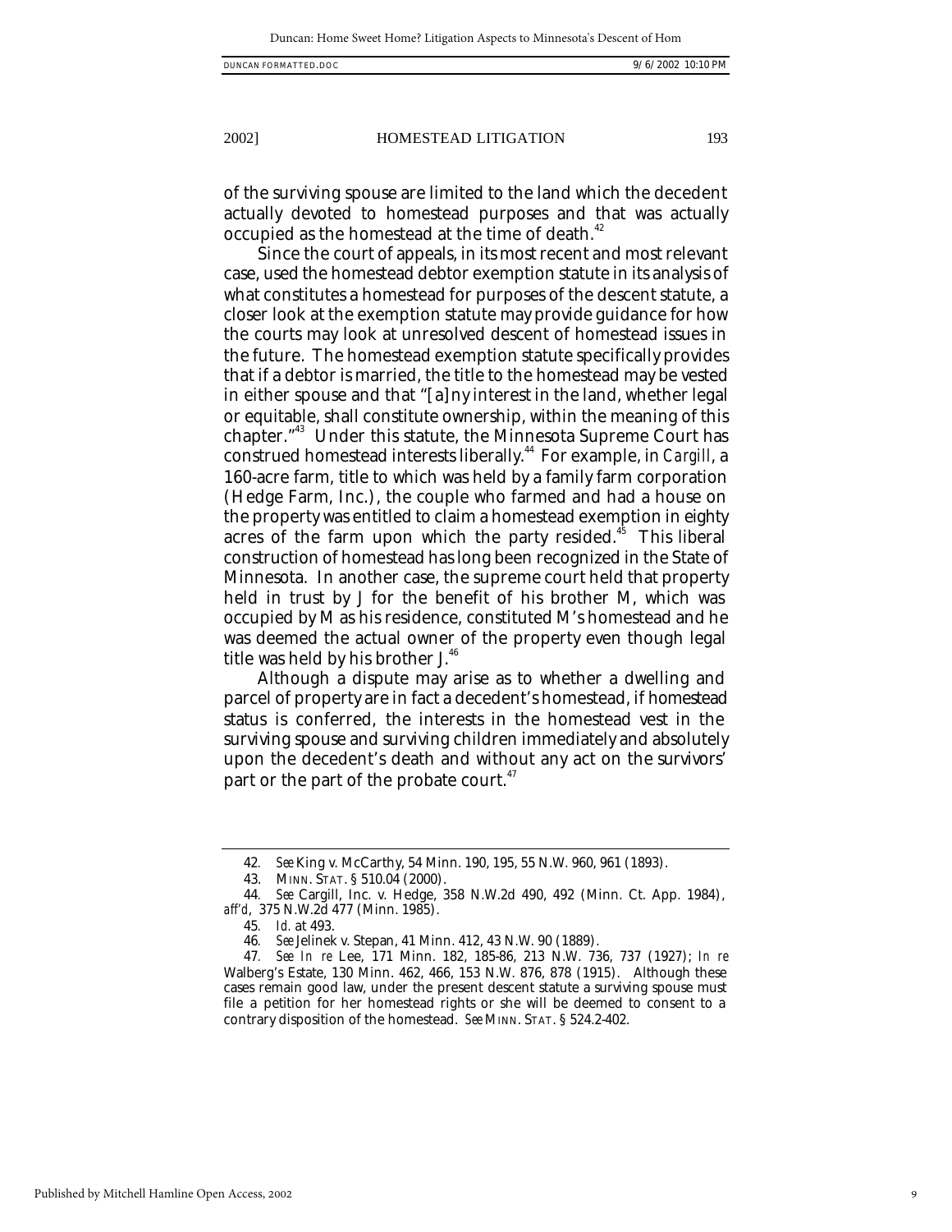of the surviving spouse are limited to the land which the decedent actually devoted to homestead purposes and that was actually occupied as the homestead at the time of death.[42]

Since the court of appeals, in its most recent and most relevant case, used the homestead debtor exemption statute in its analysis of what constitutes a homestead for purposes of the descent statute, a closer look at the exemption statute may provide guidance for how the courts may look at unresolved descent of homestead issues in the future. The homestead exemption statute specifically provides that if a debtor is married, the title to the homestead may be vested in either spouse and that "[a]ny interest in the land, whether legal or equitable, shall constitute ownership, within the meaning of this chapter."[43] Under this statute, the Minnesota Supreme Court has construed homestead interests liberally.[44] For example, in *Cargill*, a 160-acre farm, title to which was held by a family farm corporation (Hedge Farm, Inc.), the couple who farmed and had a house on the property was entitled to claim a homestead exemption in eighty acres of the farm upon which the party resided.[45] This liberal construction of homestead has long been recognized in the State of Minnesota. In another case, the supreme court held that property held in trust by J for the benefit of his brother M, which was occupied by M as his residence, constituted M's homestead and he was deemed the actual owner of the property even though legal title was held by his brother J.[46]

Although a dispute may arise as to whether a dwelling and parcel of property are in fact a decedent's homestead, if homestead status is conferred, the interests in the homestead vest in the surviving spouse and surviving children immediately and absolutely upon the decedent's death and without any act on the survivors' part or the part of the probate court.[47]

---

42. *See* King v. McCarthy, 54 Minn. 190, 195, 55 N.W. 960, 961 (1893).

43. MINN. STAT. § 510.04 (2000).

44. *See* Cargill, Inc. v. Hedge, 358 N.W.2d 490, 492 (Minn. Ct. App. 1984), *aff'd*, 375 N.W.2d 477 (Minn. 1985).

45. *Id.* at 493.

46. *See* Jelinek v. Stepan, 41 Minn. 412, 43 N.W. 90 (1889).

47. *See In re* Lee, 171 Minn. 182, 185-86, 213 N.W. 736, 737 (1927); *In re* Walberg's Estate, 130 Minn. 462, 466, 153 N.W. 876, 878 (1915). Although these cases remain good law, under the present descent statute a surviving spouse must file a petition for her homestead rights or she will be deemed to consent to a contrary disposition of the homestead. *See* MINN. STAT. § 524.2-402.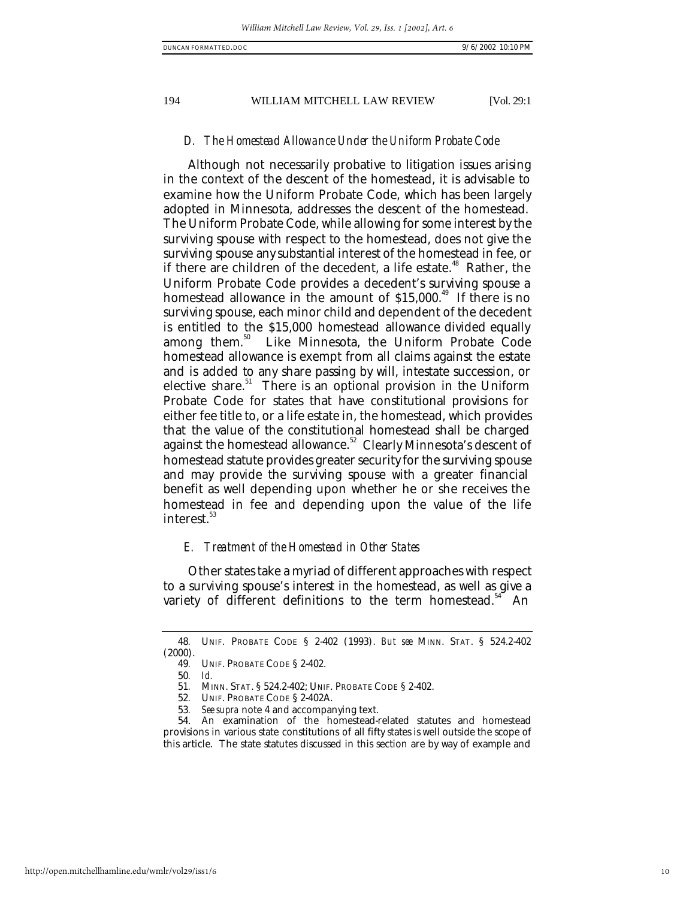### *D. The Homestead Allowance Under the Uniform Probate Code*

Although not necessarily probative to litigation issues arising in the context of the descent of the homestead, it is advisable to examine how the Uniform Probate Code, which has been largely adopted in Minnesota, addresses the descent of the homestead. The Uniform Probate Code, while allowing for some interest by the surviving spouse with respect to the homestead, does not give the surviving spouse any substantial interest of the homestead in fee, or if there are children of the decedent, a life estate.[48] Rather, the Uniform Probate Code provides a decedent's surviving spouse a homestead allowance in the amount of $15,000.[49] If there is no surviving spouse, each minor child and dependent of the decedent is entitled to the $15,000 homestead allowance divided equally among them.[50] Like Minnesota, the Uniform Probate Code homestead allowance is exempt from all claims against the estate and is added to any share passing by will, intestate succession, or elective share.[51] There is an optional provision in the Uniform Probate Code for states that have constitutional provisions for either fee title to, or a life estate in, the homestead, which provides that the value of the constitutional homestead shall be charged against the homestead allowance.[52] Clearly Minnesota's descent of homestead statute provides greater security for the surviving spouse and may provide the surviving spouse with a greater financial benefit as well depending upon whether he or she receives the homestead in fee and depending upon the value of the life interest.[53]

### *E. Treatment of the Homestead in Other States*

Other states take a myriad of different approaches with respect to a surviving spouse's interest in the homestead, as well as give a variety of different definitions to the term homestead.[54] An

---

48. UNIF. PROBATE CODE § 2-402 (1993). *But see* MINN. STAT. § 524.2-402 (2000).

49. UNIF. PROBATE CODE § 2-402.

50. *Id.*

51. MINN. STAT. § 524.2-402; UNIF. PROBATE CODE § 2-402.

52. UNIF. PROBATE CODE § 2-402A.

53. *See supra* note 4 and accompanying text.

54. An examination of the homestead-related statutes and homestead provisions in various state constitutions of all fifty states is well outside the scope of this article. The state statutes discussed in this section are by way of example and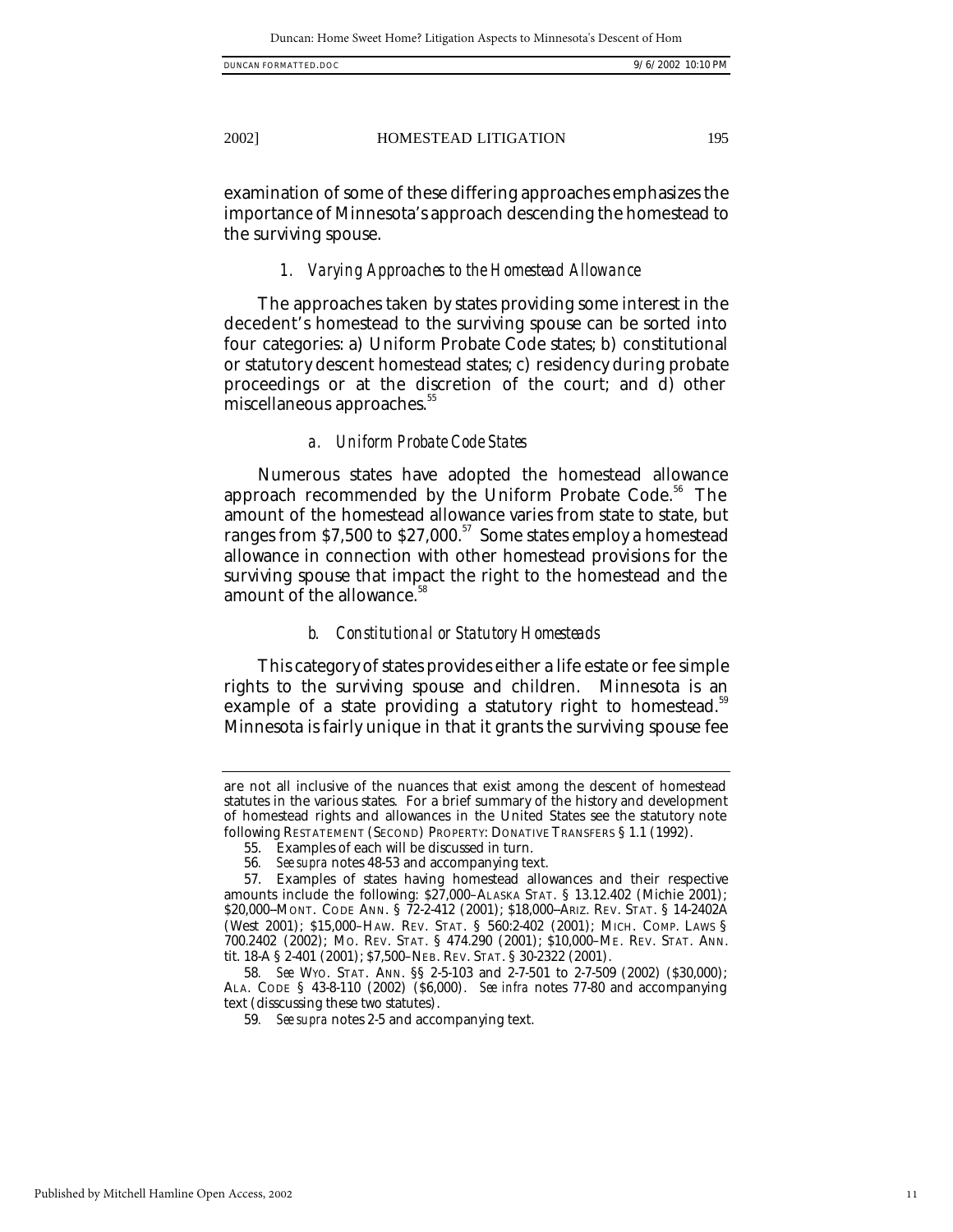examination of some of these differing approaches emphasizes the importance of Minnesota's approach descending the homestead to the surviving spouse.

### *1. Varying Approaches to the Homestead Allowance*

The approaches taken by states providing some interest in the decedent's homestead to the surviving spouse can be sorted into four categories: a) Uniform Probate Code states; b) constitutional or statutory descent homestead states; c) residency during probate proceedings or at the discretion of the court; and d) other miscellaneous approaches.[55]

#### *a. Uniform Probate Code States*

Numerous states have adopted the homestead allowance approach recommended by the Uniform Probate Code.[56] The amount of the homestead allowance varies from state to state, but ranges from $7,500 to $27,000.[57] Some states employ a homestead allowance in connection with other homestead provisions for the surviving spouse that impact the right to the homestead and the amount of the allowance.[58]

#### *b. Constitutional or Statutory Homesteads*

This category of states provides either a life estate or fee simple rights to the surviving spouse and children. Minnesota is an example of a state providing a statutory right to homestead.[59] Minnesota is fairly unique in that it grants the surviving spouse fee

---

are not all inclusive of the nuances that exist among the descent of homestead statutes in the various states. For a brief summary of the history and development of homestead rights and allowances in the United States see the statutory note following RESTATEMENT (SECOND) PROPERTY: DONATIVE TRANSFERS § 1.1 (1992).

55. Examples of each will be discussed in turn.

56. *See supra* notes 48-53 and accompanying text.

57. Examples of states having homestead allowances and their respective amounts include the following: $27,000–ALASKA STAT. § 13.12.402 (Michie 2001); $20,000–MONT. CODE ANN. § 72-2-412 (2001); $18,000–ARIZ. REV. STAT. § 14-2402A (West 2001); $15,000–HAW. REV. STAT. § 560:2-402 (2001); MICH. COMP. LAWS § 700.2402 (2002); MO. REV. STAT. § 474.290 (2001); $10,000–ME. REV. STAT. ANN. tit. 18-A § 2-401 (2001); $7,500–NEB. REV. STAT. § 30-2322 (2001).

58. *See* WYO. STAT. ANN. §§ 2-5-103 and 2-7-501 to 2-7-509 (2002) ($30,000); ALA. CODE § 43-8-110 (2002) ($6,000). *See infra* notes 77-80 and accompanying text (disscussing these two statutes).

59. *See supra* notes 2-5 and accompanying text.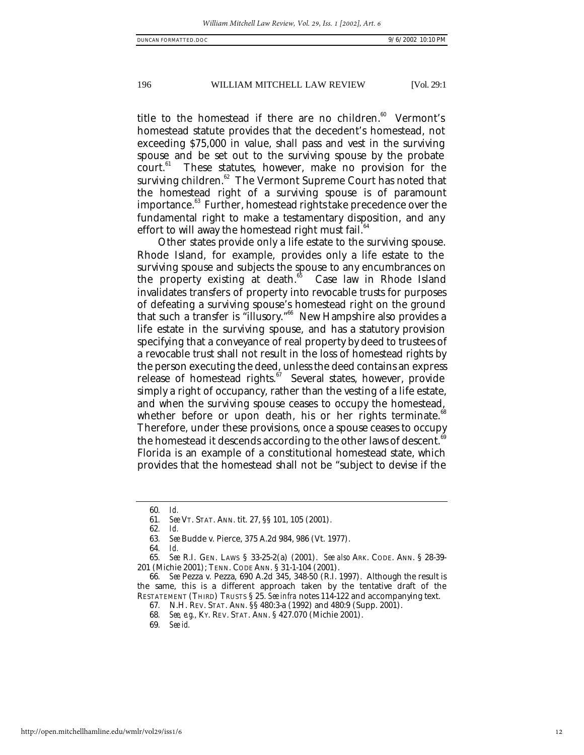title to the homestead if there are no children.[60] Vermont's homestead statute provides that the decedent's homestead, not exceeding $75,000 in value, shall pass and vest in the surviving spouse and be set out to the surviving spouse by the probate court.[61] These statutes, however, make no provision for the surviving children.[62] The Vermont Supreme Court has noted that the homestead right of a surviving spouse is of paramount importance.[63] Further, homestead rights take precedence over the fundamental right to make a testamentary disposition, and any effort to will away the homestead right must fail.[64]

Other states provide only a life estate to the surviving spouse. Rhode Island, for example, provides only a life estate to the surviving spouse and subjects the spouse to any encumbrances on the property existing at death.[65] Case law in Rhode Island invalidates transfers of property into revocable trusts for purposes of defeating a surviving spouse's homestead right on the ground that such a transfer is "illusory."[66] New Hampshire also provides a life estate in the surviving spouse, and has a statutory provision specifying that a conveyance of real property by deed to trustees of a revocable trust shall not result in the loss of homestead rights by the person executing the deed, unless the deed contains an express release of homestead rights.[67] Several states, however, provide simply a right of occupancy, rather than the vesting of a life estate, and when the surviving spouse ceases to occupy the homestead, whether before or upon death, his or her rights terminate.[68] Therefore, under these provisions, once a spouse ceases to occupy the homestead it descends according to the other laws of descent.[69] Florida is an example of a constitutional homestead state, which provides that the homestead shall not be "subject to devise if the

---

60. *Id.*

61. *See* VT. STAT. ANN. tit. 27, §§ 101, 105 (2001).

62. *Id.*

63. *See* Budde v. Pierce, 375 A.2d 984, 986 (Vt. 1977).

64. *Id.*

65. *See* R.I. GEN. LAWS § 33-25-2(a) (2001). *See also* ARK. CODE. ANN. § 28-39-201 (Michie 2001); TENN. CODE ANN. § 31-1-104 (2001).

66. *See* Pezza v. Pezza, 690 A.2d 345, 348-50 (R.I. 1997). Although the result is the same, this is a different approach taken by the tentative draft of the RESTATEMENT (THIRD) TRUSTS § 25. *See infra* notes 114-122 and accompanying text.

67. N.H. REV. STAT. ANN. §§ 480:3-a (1992) and 480:9 (Supp. 2001).

68. *See, e.g.*, KY. REV. STAT. ANN. § 427.070 (Michie 2001).

69. *See id.*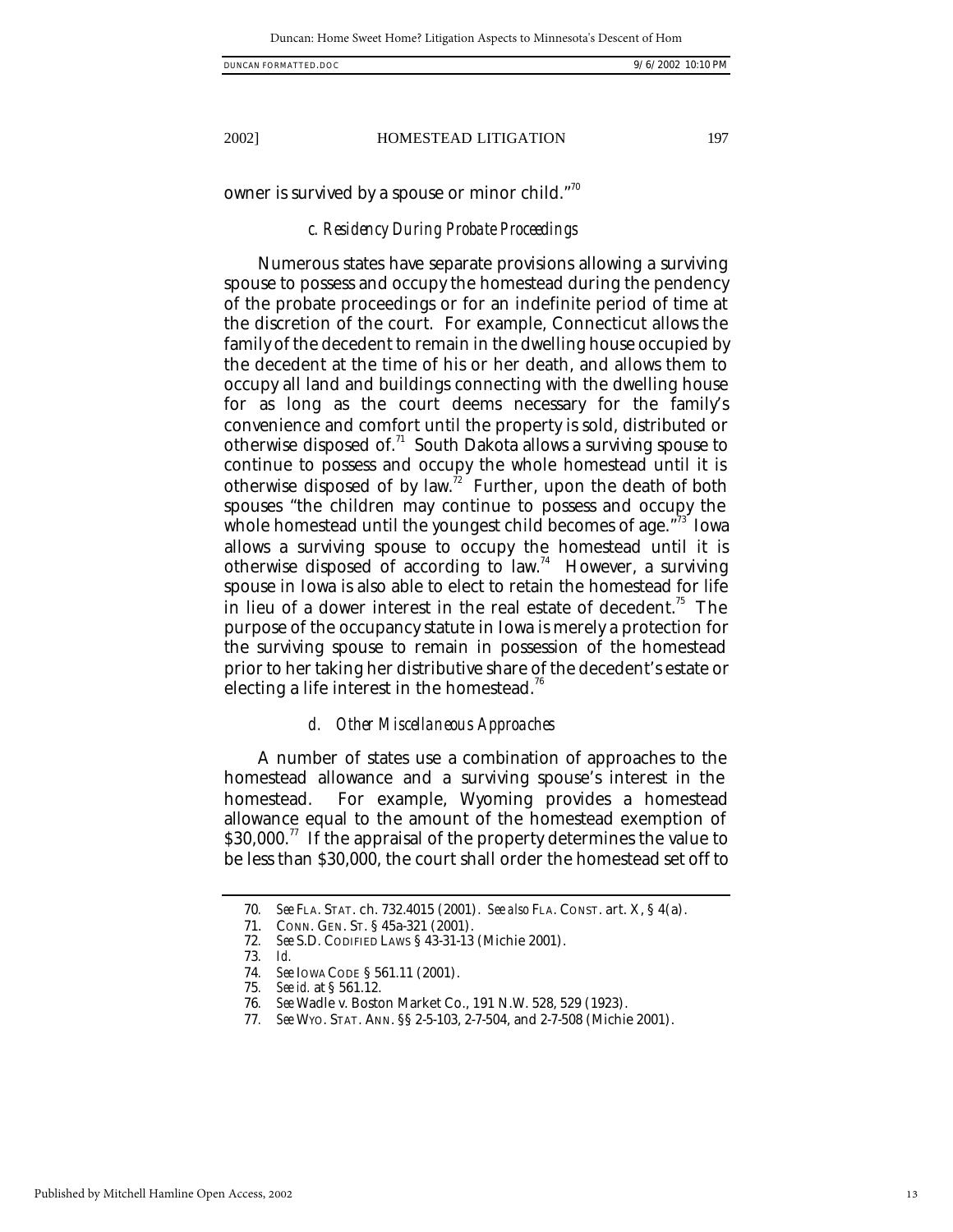owner is survived by a spouse or minor child."[70]

### *c. Residency During Probate Proceedings*

Numerous states have separate provisions allowing a surviving spouse to possess and occupy the homestead during the pendency of the probate proceedings or for an indefinite period of time at the discretion of the court. For example, Connecticut allows the family of the decedent to remain in the dwelling house occupied by the decedent at the time of his or her death, and allows them to occupy all land and buildings connecting with the dwelling house for as long as the court deems necessary for the family's convenience and comfort until the property is sold, distributed or otherwise disposed of.[71] South Dakota allows a surviving spouse to continue to possess and occupy the whole homestead until it is otherwise disposed of by law.[72] Further, upon the death of both spouses "the children may continue to possess and occupy the whole homestead until the youngest child becomes of age."[73] Iowa allows a surviving spouse to occupy the homestead until it is otherwise disposed of according to law.[74] However, a surviving spouse in Iowa is also able to elect to retain the homestead for life in lieu of a dower interest in the real estate of decedent.[75] The purpose of the occupancy statute in Iowa is merely a protection for the surviving spouse to remain in possession of the homestead prior to her taking her distributive share of the decedent's estate or electing a life interest in the homestead.[76]

### *d. Other Miscellaneous Approaches*

A number of states use a combination of approaches to the homestead allowance and a surviving spouse's interest in the homestead. For example, Wyoming provides a homestead allowance equal to the amount of the homestead exemption of \$30,000.[77] If the appraisal of the property determines the value to be less than \$30,000, the court shall order the homestead set off to

---

70. *See* FLA. STAT. ch. 732.4015 (2001). *See also* FLA. CONST. art. X, § 4(a).

71. CONN. GEN. ST. § 45a-321 (2001).

72. *See* S.D. CODIFIED LAWS § 43-31-13 (Michie 2001).

73. *Id.*

74. *See* IOWA CODE § 561.11 (2001).

75. *See id.* at § 561.12.

76. *See* Wadle v. Boston Market Co., 191 N.W. 528, 529 (1923).

77. *See* WYO. STAT. ANN. §§ 2-5-103, 2-7-504, and 2-7-508 (Michie 2001).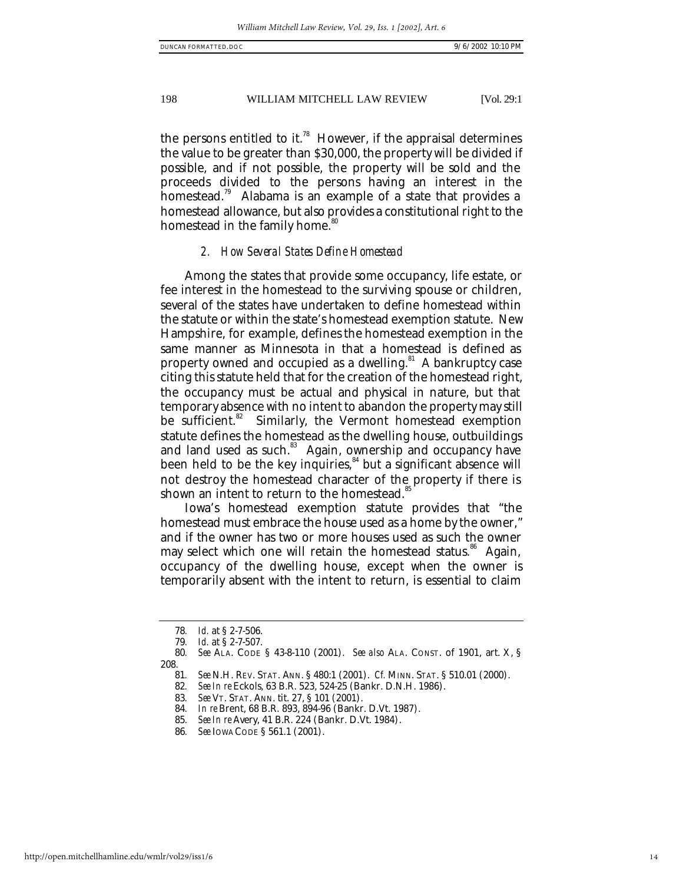the persons entitled to it.[78] However, if the appraisal determines the value to be greater than $30,000, the property will be divided if possible, and if not possible, the property will be sold and the proceeds divided to the persons having an interest in the homestead.[79] Alabama is an example of a state that provides a homestead allowance, but also provides a constitutional right to the homestead in the family home.[80]

### *2. How Several States Define Homestead*

Among the states that provide some occupancy, life estate, or fee interest in the homestead to the surviving spouse or children, several of the states have undertaken to define homestead within the statute or within the state's homestead exemption statute. New Hampshire, for example, defines the homestead exemption in the same manner as Minnesota in that a homestead is defined as property owned and occupied as a dwelling.[81] A bankruptcy case citing this statute held that for the creation of the homestead right, the occupancy must be actual and physical in nature, but that temporary absence with no intent to abandon the property may still be sufficient.[82] Similarly, the Vermont homestead exemption statute defines the homestead as the dwelling house, outbuildings and land used as such.[83] Again, ownership and occupancy have been held to be the key inquiries,[84] but a significant absence will not destroy the homestead character of the property if there is shown an intent to return to the homestead.[85]

Iowa's homestead exemption statute provides that "the homestead must embrace the house used as a home by the owner," and if the owner has two or more houses used as such the owner may select which one will retain the homestead status.[86] Again, occupancy of the dwelling house, except when the owner is temporarily absent with the intent to return, is essential to claim

---

78. *Id.* at § 2-7-506.

79. *Id.* at § 2-7-507.

80. *See* ALA. CODE § 43-8-110 (2001). *See also* ALA. CONST. of 1901, art. X, § 208.

81. *See* N.H. REV. STAT. ANN. § 480:1 (2001). *Cf.* MINN. STAT. § 510.01 (2000).

82. *See In re* Eckols, 63 B.R. 523, 524-25 (Bankr. D.N.H. 1986).

83. *See* VT. STAT. ANN. tit. 27, § 101 (2001).

84. *In re* Brent, 68 B.R. 893, 894-96 (Bankr. D.Vt. 1987).

85. *See In re* Avery, 41 B.R. 224 (Bankr. D.Vt. 1984).

86. *See* IOWA CODE § 561.1 (2001).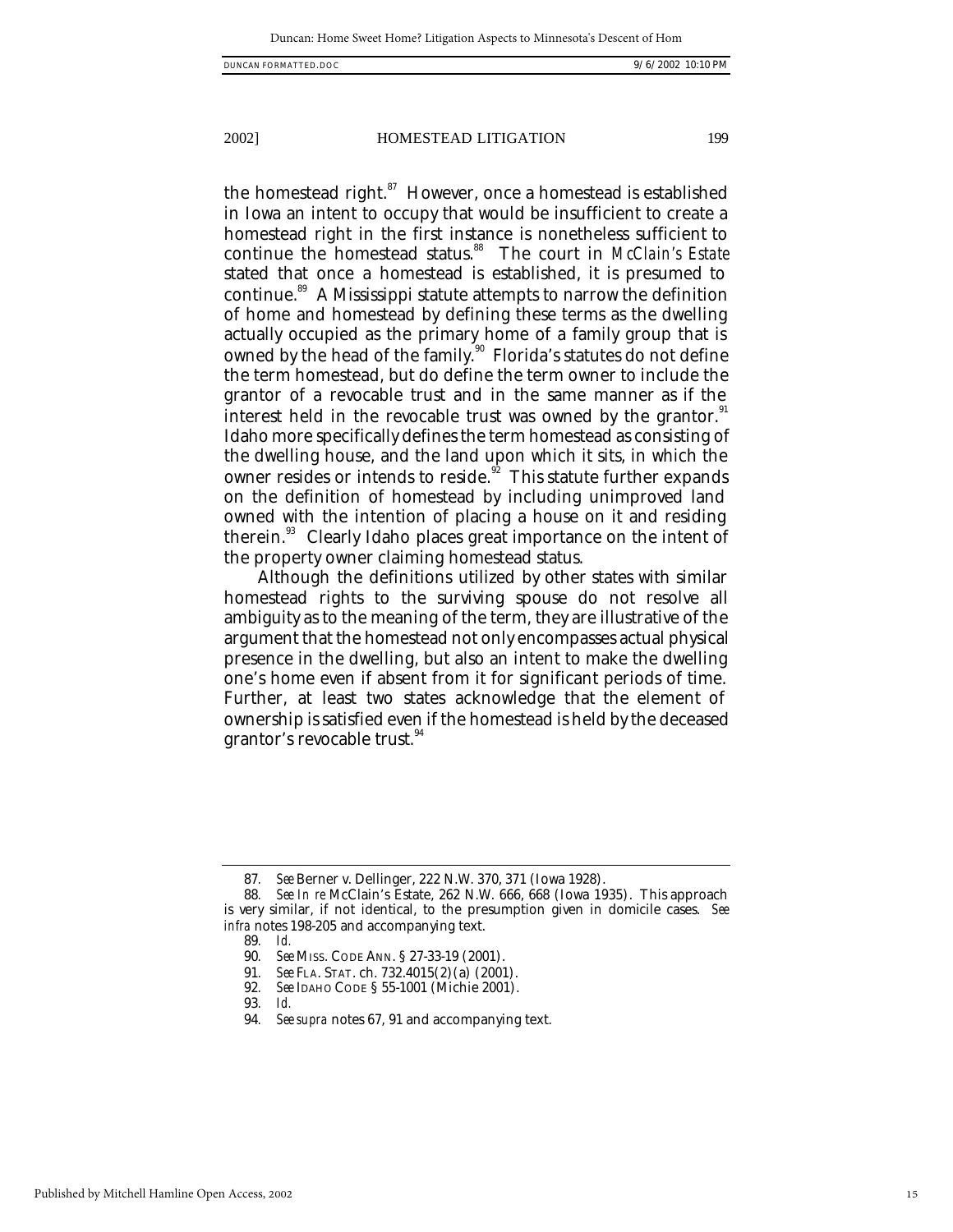the homestead right.[87] However, once a homestead is established in Iowa an intent to occupy that would be insufficient to create a homestead right in the first instance is nonetheless sufficient to continue the homestead status.[88] The court in *McClain's Estate* stated that once a homestead is established, it is presumed to continue.[89] A Mississippi statute attempts to narrow the definition of home and homestead by defining these terms as the dwelling actually occupied as the primary home of a family group that is owned by the head of the family.[90] Florida's statutes do not define the term homestead, but do define the term owner to include the grantor of a revocable trust and in the same manner as if the interest held in the revocable trust was owned by the grantor.[91] Idaho more specifically defines the term homestead as consisting of the dwelling house, and the land upon which it sits, in which the owner resides or intends to reside.[92] This statute further expands on the definition of homestead by including unimproved land owned with the intention of placing a house on it and residing therein.[93] Clearly Idaho places great importance on the intent of the property owner claiming homestead status.

Although the definitions utilized by other states with similar homestead rights to the surviving spouse do not resolve all ambiguity as to the meaning of the term, they are illustrative of the argument that the homestead not only encompasses actual physical presence in the dwelling, but also an intent to make the dwelling one's home even if absent from it for significant periods of time. Further, at least two states acknowledge that the element of ownership is satisfied even if the homestead is held by the deceased grantor's revocable trust.[94]

---

87. *See* Berner v. Dellinger, 222 N.W. 370, 371 (Iowa 1928).

88. *See In re* McClain's Estate, 262 N.W. 666, 668 (Iowa 1935). This approach is very similar, if not identical, to the presumption given in domicile cases. *See infra* notes 198-205 and accompanying text.

89. *Id.*

90. *See* MISS. CODE ANN. § 27-33-19 (2001).

91. *See* FLA. STAT. ch. 732.4015(2)(a) (2001).

92. *See* IDAHO CODE § 55-1001 (Michie 2001).

93. *Id.*

94. *See supra* notes 67, 91 and accompanying text.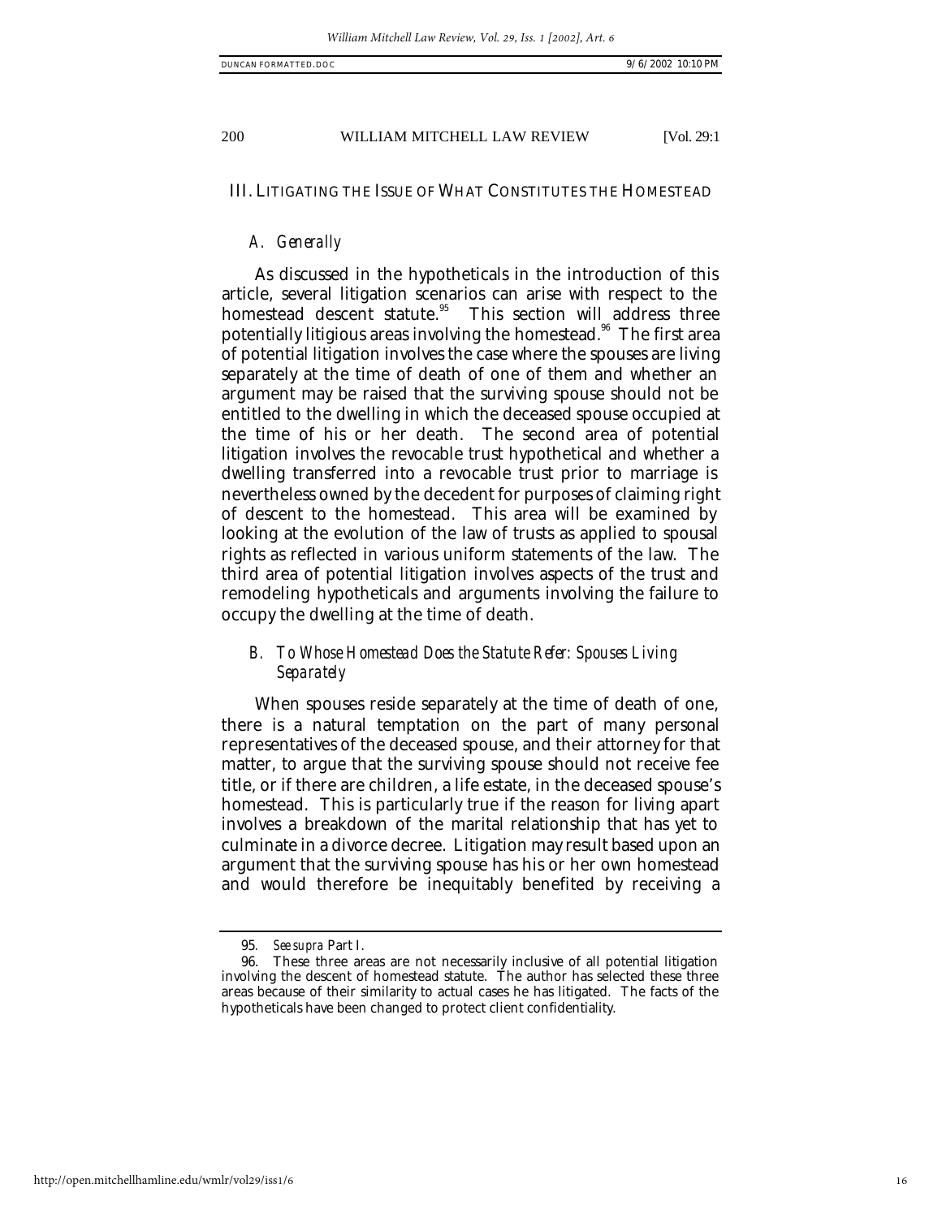## III. LITIGATING THE ISSUE OF WHAT CONSTITUTES THE HOMESTEAD

### *A. Generally*

As discussed in the hypotheticals in the introduction of this article, several litigation scenarios can arise with respect to the homestead descent statute.[95] This section will address three potentially litigious areas involving the homestead.[96] The first area of potential litigation involves the case where the spouses are living separately at the time of death of one of them and whether an argument may be raised that the surviving spouse should not be entitled to the dwelling in which the deceased spouse occupied at the time of his or her death. The second area of potential litigation involves the revocable trust hypothetical and whether a dwelling transferred into a revocable trust prior to marriage is nevertheless owned by the decedent for purposes of claiming right of descent to the homestead. This area will be examined by looking at the evolution of the law of trusts as applied to spousal rights as reflected in various uniform statements of the law. The third area of potential litigation involves aspects of the trust and remodeling hypotheticals and arguments involving the failure to occupy the dwelling at the time of death.

### *B. To Whose Homestead Does the Statute Refer: Spouses Living Separately*

When spouses reside separately at the time of death of one, there is a natural temptation on the part of many personal representatives of the deceased spouse, and their attorney for that matter, to argue that the surviving spouse should not receive fee title, or if there are children, a life estate, in the deceased spouse's homestead. This is particularly true if the reason for living apart involves a breakdown of the marital relationship that has yet to culminate in a divorce decree. Litigation may result based upon an argument that the surviving spouse has his or her own homestead and would therefore be inequitably benefited by receiving a

---

95. *See supra* Part I.

96. These three areas are not necessarily inclusive of all potential litigation involving the descent of homestead statute. The author has selected these three areas because of their similarity to actual cases he has litigated. The facts of the hypotheticals have been changed to protect client confidentiality.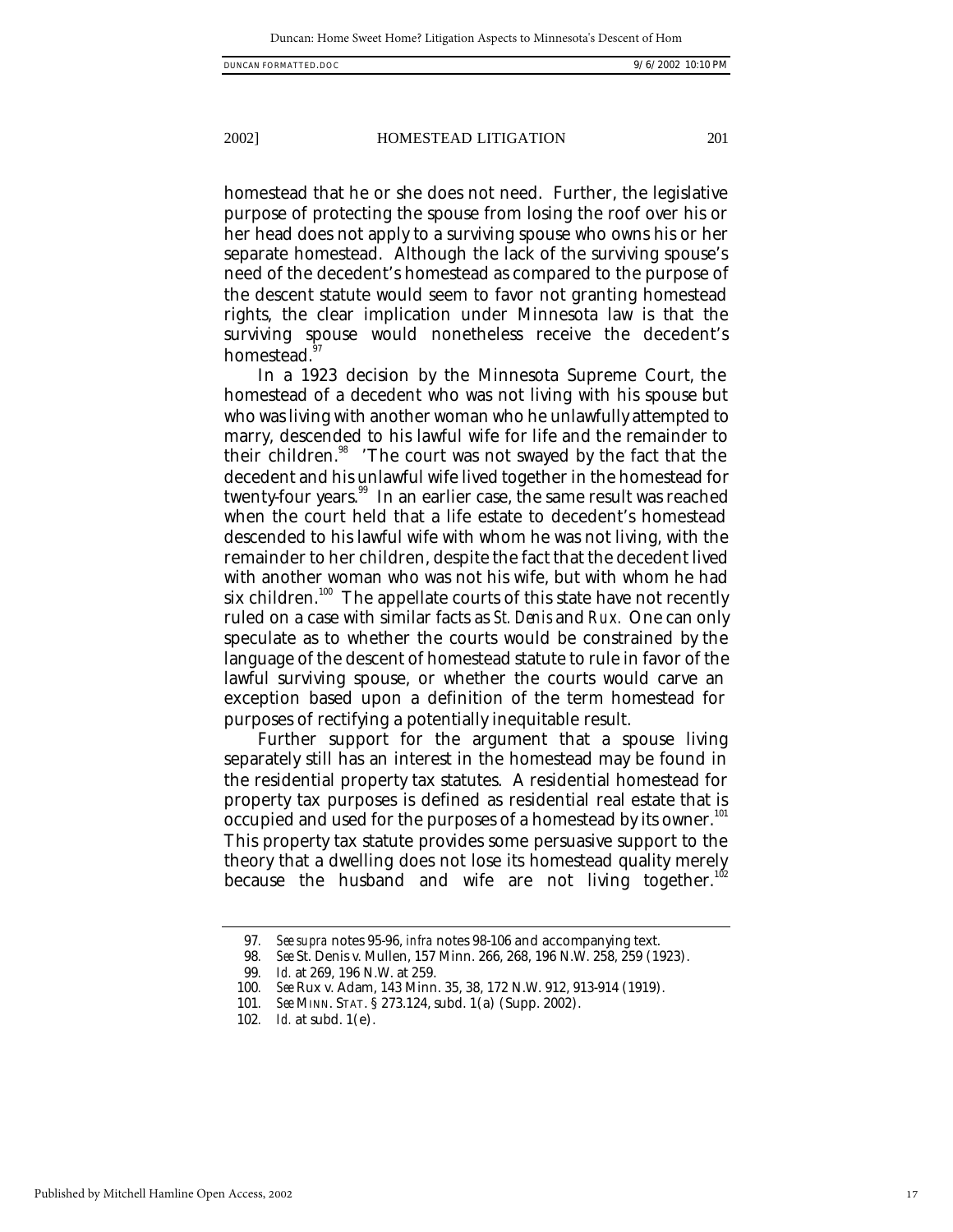homestead that he or she does not need. Further, the legislative purpose of protecting the spouse from losing the roof over his or her head does not apply to a surviving spouse who owns his or her separate homestead. Although the lack of the surviving spouse's need of the decedent's homestead as compared to the purpose of the descent statute would seem to favor not granting homestead rights, the clear implication under Minnesota law is that the surviving spouse would nonetheless receive the decedent's homestead.[97]

In a 1923 decision by the Minnesota Supreme Court, the homestead of a decedent who was not living with his spouse but who was living with another woman who he unlawfully attempted to marry, descended to his lawful wife for life and the remainder to their children.[98] 'The court was not swayed by the fact that the decedent and his unlawful wife lived together in the homestead for twenty-four years.[99] In an earlier case, the same result was reached when the court held that a life estate to decedent's homestead descended to his lawful wife with whom he was not living, with the remainder to her children, despite the fact that the decedent lived with another woman who was not his wife, but with whom he had six children.[100] The appellate courts of this state have not recently ruled on a case with similar facts as *St. Denis* and *Rux.* One can only speculate as to whether the courts would be constrained by the language of the descent of homestead statute to rule in favor of the lawful surviving spouse, or whether the courts would carve an exception based upon a definition of the term homestead for purposes of rectifying a potentially inequitable result.

Further support for the argument that a spouse living separately still has an interest in the homestead may be found in the residential property tax statutes. A residential homestead for property tax purposes is defined as residential real estate that is occupied and used for the purposes of a homestead by its owner.[101] This property tax statute provides some persuasive support to the theory that a dwelling does not lose its homestead quality merely because the husband and wife are not living together.[102]

---

97. *See supra* notes 95-96, *infra* notes 98-106 and accompanying text.

98. *See* St. Denis v. Mullen, 157 Minn. 266, 268, 196 N.W. 258, 259 (1923).

99. *Id.* at 269, 196 N.W. at 259.

100. *See* Rux v. Adam, 143 Minn. 35, 38, 172 N.W. 912, 913-914 (1919).

101. *See* MINN. STAT. § 273.124, subd. 1(a) (Supp. 2002).

102. *Id.* at subd. 1(e).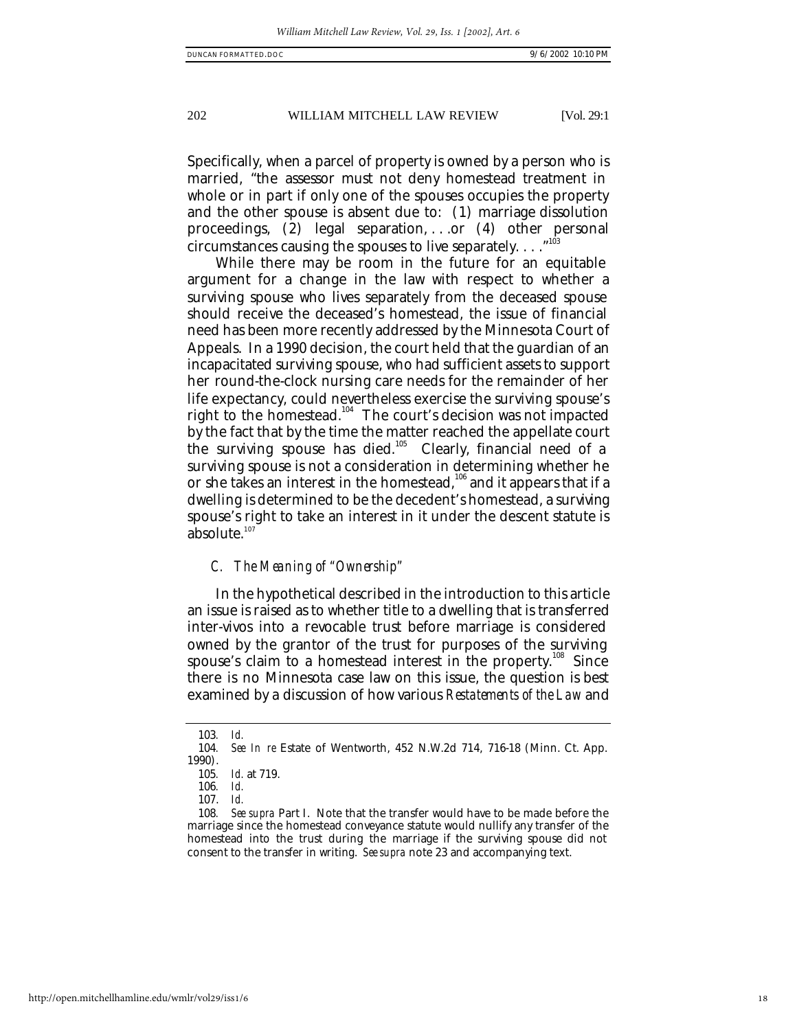Specifically, when a parcel of property is owned by a person who is married, "the assessor must not deny homestead treatment in whole or in part if only one of the spouses occupies the property and the other spouse is absent due to: (1) marriage dissolution proceedings, (2) legal separation, . . .or (4) other personal circumstances causing the spouses to live separately. . . ."[103]

While there may be room in the future for an equitable argument for a change in the law with respect to whether a surviving spouse who lives separately from the deceased spouse should receive the deceased's homestead, the issue of financial need has been more recently addressed by the Minnesota Court of Appeals. In a 1990 decision, the court held that the guardian of an incapacitated surviving spouse, who had sufficient assets to support her round-the-clock nursing care needs for the remainder of her life expectancy, could nevertheless exercise the surviving spouse's right to the homestead.[104] The court's decision was not impacted by the fact that by the time the matter reached the appellate court the surviving spouse has died.[105] Clearly, financial need of a surviving spouse is not a consideration in determining whether he or she takes an interest in the homestead,[106] and it appears that if a dwelling is determined to be the decedent's homestead, a surviving spouse's right to take an interest in it under the descent statute is absolute.[107]

### *C. The Meaning of "Ownership"*

In the hypothetical described in the introduction to this article an issue is raised as to whether title to a dwelling that is transferred inter-vivos into a revocable trust before marriage is considered owned by the grantor of the trust for purposes of the surviving spouse's claim to a homestead interest in the property.[108] Since there is no Minnesota case law on this issue, the question is best examined by a discussion of how various *Restatements of the Law* and

---

103. *Id.*

104. *See In re* Estate of Wentworth, 452 N.W.2d 714, 716-18 (Minn. Ct. App. 1990).

105. *Id.* at 719.

106. *Id.*

107. *Id.*

108. *See supra* Part I. Note that the transfer would have to be made before the marriage since the homestead conveyance statute would nullify any transfer of the homestead into the trust during the marriage if the surviving spouse did not consent to the transfer in writing. *See supra* note 23 and accompanying text.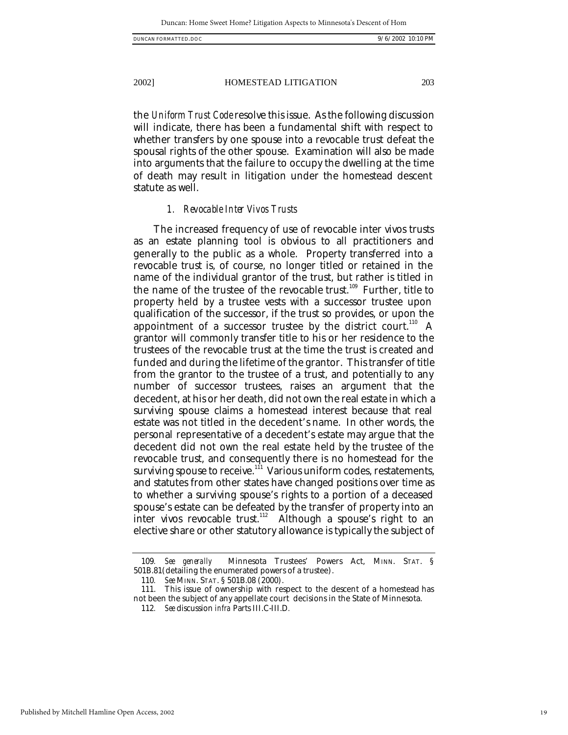the *Uniform Trust Code* resolve this issue. As the following discussion will indicate, there has been a fundamental shift with respect to whether transfers by one spouse into a revocable trust defeat the spousal rights of the other spouse. Examination will also be made into arguments that the failure to occupy the dwelling at the time of death may result in litigation under the homestead descent statute as well.

### *1. Revocable Inter Vivos Trusts*

The increased frequency of use of revocable inter vivos trusts as an estate planning tool is obvious to all practitioners and generally to the public as a whole. Property transferred into a revocable trust is, of course, no longer titled or retained in the name of the individual grantor of the trust, but rather is titled in the name of the trustee of the revocable trust.[109] Further, title to property held by a trustee vests with a successor trustee upon qualification of the successor, if the trust so provides, or upon the appointment of a successor trustee by the district court.[110] A grantor will commonly transfer title to his or her residence to the trustees of the revocable trust at the time the trust is created and funded and during the lifetime of the grantor. This transfer of title from the grantor to the trustee of a trust, and potentially to any number of successor trustees, raises an argument that the decedent, at his or her death, did not own the real estate in which a surviving spouse claims a homestead interest because that real estate was not titled in the decedent's name. In other words, the personal representative of a decedent's estate may argue that the decedent did not own the real estate held by the trustee of the revocable trust, and consequently there is no homestead for the surviving spouse to receive.[111] Various uniform codes, restatements, and statutes from other states have changed positions over time as to whether a surviving spouse's rights to a portion of a deceased spouse's estate can be defeated by the transfer of property into an inter vivos revocable trust.[112] Although a spouse's right to an elective share or other statutory allowance is typically the subject of

---

109. *See generally* Minnesota Trustees' Powers Act, MINN. STAT. § 501B.81(detailing the enumerated powers of a trustee).

110. *See* MINN. STAT. § 501B.08 (2000).

111. This issue of ownership with respect to the descent of a homestead has not been the subject of any appellate court decisions in the State of Minnesota.

112. *See* discussion *infra* Parts III.C-III.D.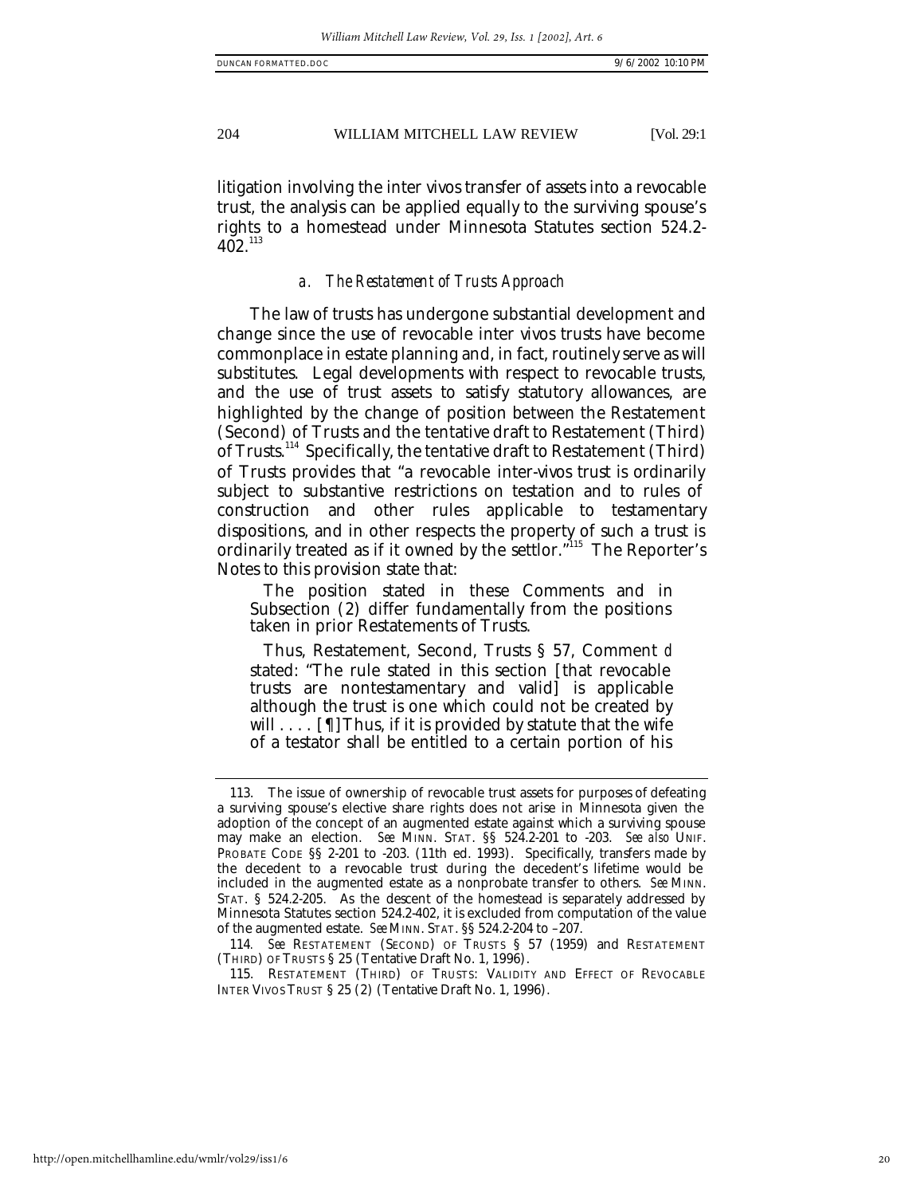litigation involving the inter vivos transfer of assets into a revocable trust, the analysis can be applied equally to the surviving spouse's rights to a homestead under Minnesota Statutes section 524.2-402.[113]

### *a. The Restatement of Trusts Approach*

The law of trusts has undergone substantial development and change since the use of revocable inter vivos trusts have become commonplace in estate planning and, in fact, routinely serve as will substitutes. Legal developments with respect to revocable trusts, and the use of trust assets to satisfy statutory allowances, are highlighted by the change of position between the Restatement (Second) of Trusts and the tentative draft to Restatement (Third) of Trusts.[114] Specifically, the tentative draft to Restatement (Third) of Trusts provides that "a revocable inter-vivos trust is ordinarily subject to substantive restrictions on testation and to rules of construction and other rules applicable to testamentary dispositions, and in other respects the property of such a trust is ordinarily treated as if it owned by the settlor."[115] The Reporter's Notes to this provision state that:

> The position stated in these Comments and in Subsection (2) differ fundamentally from the positions taken in prior Restatements of Trusts.
>
> Thus, Restatement, Second, Trusts § 57, Comment *d* stated: "The rule stated in this section [that revocable trusts are nontestamentary and valid] is applicable although the trust is one which could not be created by will . . . . [¶] Thus, if it is provided by statute that the wife of a testator shall be entitled to a certain portion of his

---

113. The issue of ownership of revocable trust assets for purposes of defeating a surviving spouse's elective share rights does not arise in Minnesota given the adoption of the concept of an augmented estate against which a surviving spouse may make an election. *See* MINN. STAT. §§ 524.2-201 to -203. *See also* UNIF. PROBATE CODE §§ 2-201 to -203. (11th ed. 1993). Specifically, transfers made by the decedent to a revocable trust during the decedent's lifetime would be included in the augmented estate as a nonprobate transfer to others. *See* MINN. STAT. § 524.2-205. As the descent of the homestead is separately addressed by Minnesota Statutes section 524.2-402, it is excluded from computation of the value of the augmented estate. *See* MINN. STAT. §§ 524.2-204 to –207.

114. *See* RESTATEMENT (SECOND) OF TRUSTS § 57 (1959) and RESTATEMENT (THIRD) OF TRUSTS § 25 (Tentative Draft No. 1, 1996).

115. RESTATEMENT (THIRD) OF TRUSTS: VALIDITY AND EFFECT OF REVOCABLE INTER VIVOS TRUST § 25 (2) (Tentative Draft No. 1, 1996).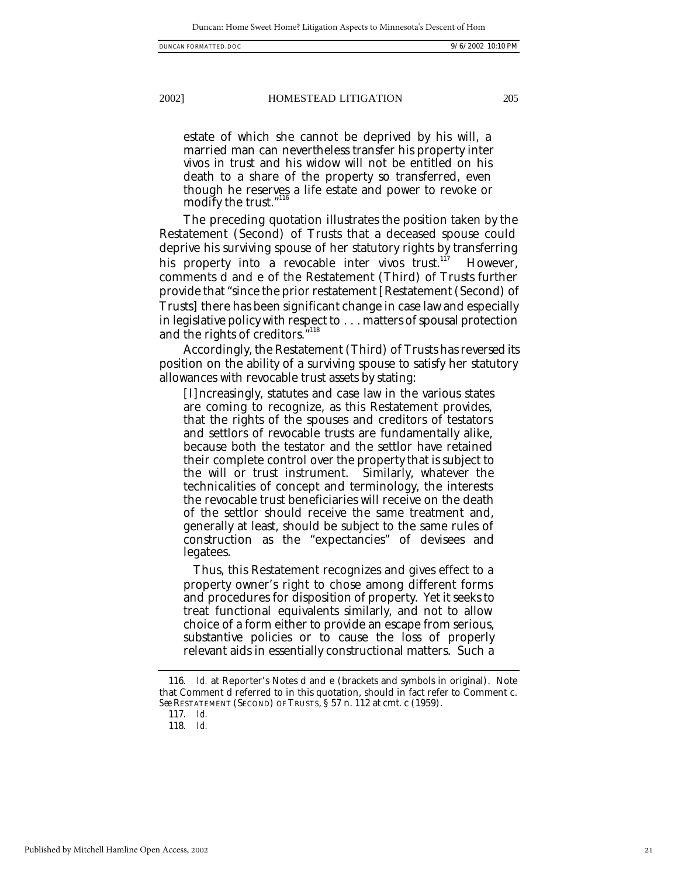> estate of which she cannot be deprived by his will, a married man can nevertheless transfer his property inter vivos in trust and his widow will not be entitled on his death to a share of the property so transferred, even though he reserves a life estate and power to revoke or modify the trust."[116]

The preceding quotation illustrates the position taken by the Restatement (Second) of Trusts that a deceased spouse could deprive his surviving spouse of her statutory rights by transferring his property into a revocable inter vivos trust.[117] However, comments d and e of the Restatement (Third) of Trusts further provide that "since the prior restatement [Restatement (Second) of Trusts] there has been significant change in case law and especially in legislative policy with respect to . . . matters of spousal protection and the rights of creditors."[118]

Accordingly, the Restatement (Third) of Trusts has reversed its position on the ability of a surviving spouse to satisfy her statutory allowances with revocable trust assets by stating:

> [I]ncreasingly, statutes and case law in the various states are coming to recognize, as this Restatement provides, that the rights of the spouses and creditors of testators and settlors of revocable trusts are fundamentally alike, because both the testator and the settlor have retained their complete control over the property that is subject to the will or trust instrument. Similarly, whatever the technicalities of concept and terminology, the interests the revocable trust beneficiaries will receive on the death of the settlor should receive the same treatment and, generally at least, should be subject to the same rules of construction as the "expectancies" of devisees and legatees.
>
> Thus, this Restatement recognizes and gives effect to a property owner's right to chose among different forms and procedures for disposition of property. Yet it seeks to treat functional equivalents similarly, and not to allow choice of a form either to provide an escape from serious, substantive policies or to cause the loss of properly relevant aids in essentially constructional matters. Such a

---

116. *Id.* at Reporter's Notes d and e (brackets and symbols in original). Note that Comment d referred to in this quotation, should in fact refer to Comment c. *See* RESTATEMENT (SECOND) OF TRUSTS, § 57 n. 112 at cmt. c (1959).

117. *Id.*

118. *Id.*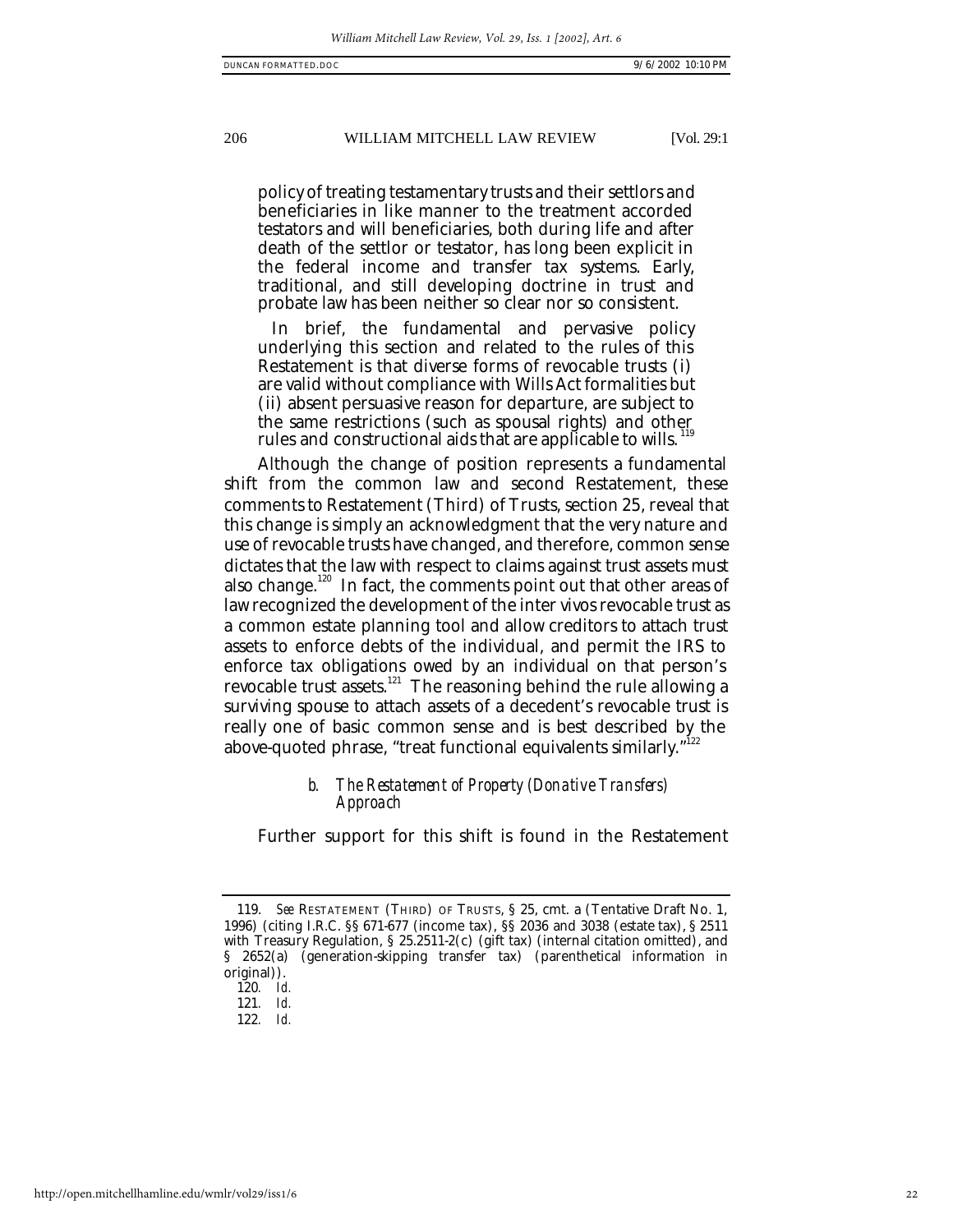policy of treating testamentary trusts and their settlors and beneficiaries in like manner to the treatment accorded testators and will beneficiaries, both during life and after death of the settlor or testator, has long been explicit in the federal income and transfer tax systems. Early, traditional, and still developing doctrine in trust and probate law has been neither so clear nor so consistent.

> In brief, the fundamental and pervasive policy underlying this section and related to the rules of this Restatement is that diverse forms of revocable trusts (i) are valid without compliance with Wills Act formalities but (ii) absent persuasive reason for departure, are subject to the same restrictions (such as spousal rights) and other rules and constructional aids that are applicable to wills.[119]

Although the change of position represents a fundamental shift from the common law and second Restatement, these comments to Restatement (Third) of Trusts, section 25, reveal that this change is simply an acknowledgment that the very nature and use of revocable trusts have changed, and therefore, common sense dictates that the law with respect to claims against trust assets must also change.[120] In fact, the comments point out that other areas of law recognized the development of the inter vivos revocable trust as a common estate planning tool and allow creditors to attach trust assets to enforce debts of the individual, and permit the IRS to enforce tax obligations owed by an individual on that person's revocable trust assets.[121] The reasoning behind the rule allowing a surviving spouse to attach assets of a decedent's revocable trust is really one of basic common sense and is best described by the above-quoted phrase, "treat functional equivalents similarly."[122]

### *b. The Restatement of Property (Donative Transfers) Approach*

Further support for this shift is found in the Restatement

---

119. *See* RESTATEMENT (THIRD) OF TRUSTS, § 25, cmt. a (Tentative Draft No. 1, 1996) (citing I.R.C. §§ 671-677 (income tax), §§ 2036 and 3038 (estate tax), § 2511 with Treasury Regulation, § 25.2511-2(c) (gift tax) (internal citation omitted), and § 2652(a) (generation-skipping transfer tax) (parenthetical information in original)).

120. *Id.*

121. *Id.*

122. *Id.*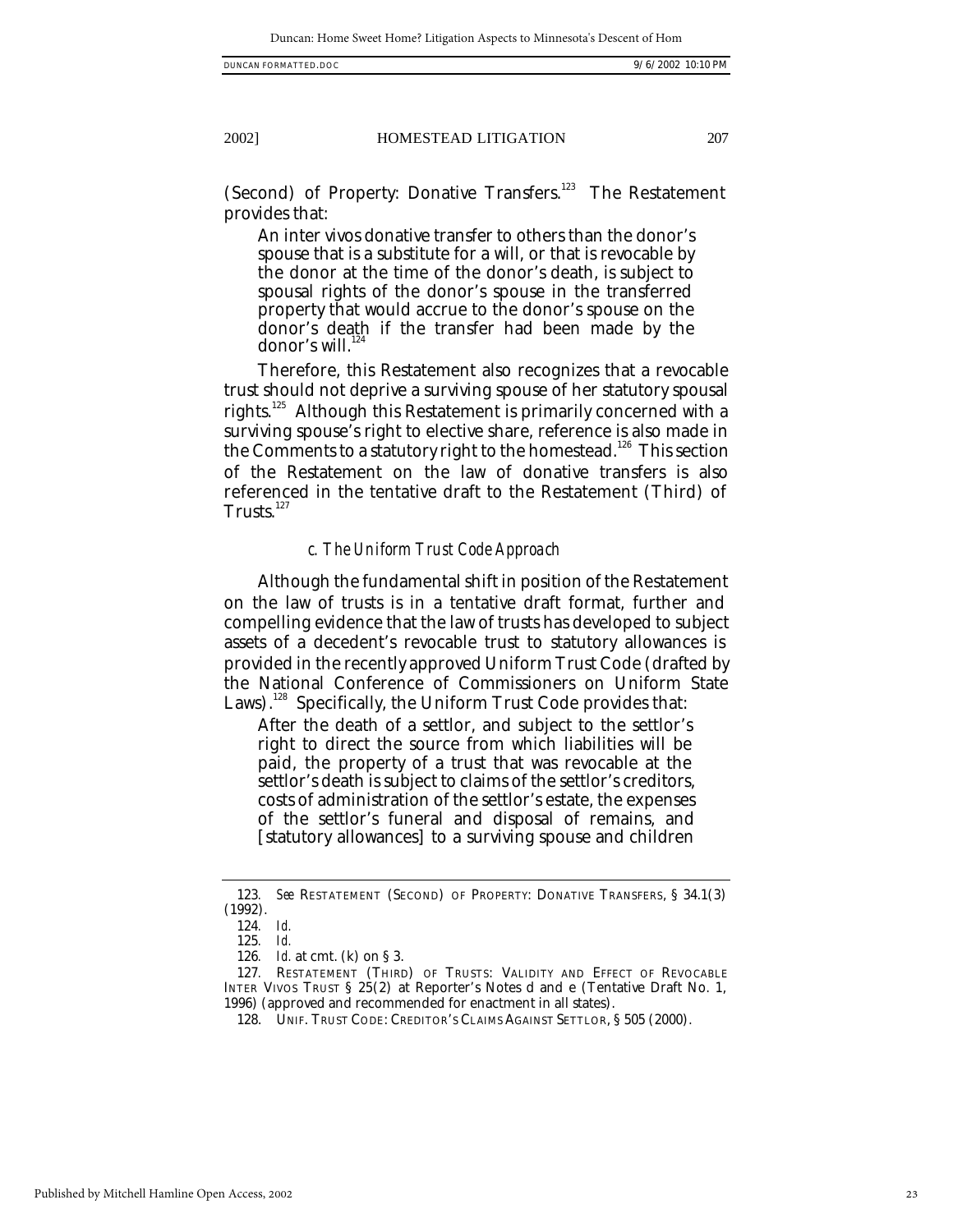(Second) of Property: Donative Transfers.[123] The Restatement provides that:

> An inter vivos donative transfer to others than the donor's spouse that is a substitute for a will, or that is revocable by the donor at the time of the donor's death, is subject to spousal rights of the donor's spouse in the transferred property that would accrue to the donor's spouse on the donor's death if the transfer had been made by the donor's will.[124]

Therefore, this Restatement also recognizes that a revocable trust should not deprive a surviving spouse of her statutory spousal rights.[125] Although this Restatement is primarily concerned with a surviving spouse's right to elective share, reference is also made in the Comments to a statutory right to the homestead.[126] This section of the Restatement on the law of donative transfers is also referenced in the tentative draft to the Restatement (Third) of Trusts.[127]

### *c. The Uniform Trust Code Approach*

Although the fundamental shift in position of the Restatement on the law of trusts is in a tentative draft format, further and compelling evidence that the law of trusts has developed to subject assets of a decedent's revocable trust to statutory allowances is provided in the recently approved Uniform Trust Code (drafted by the National Conference of Commissioners on Uniform State Laws).[128] Specifically, the Uniform Trust Code provides that:

> After the death of a settlor, and subject to the settlor's right to direct the source from which liabilities will be paid, the property of a trust that was revocable at the settlor's death is subject to claims of the settlor's creditors, costs of administration of the settlor's estate, the expenses of the settlor's funeral and disposal of remains, and [statutory allowances] to a surviving spouse and children

---

123. *See* RESTATEMENT (SECOND) OF PROPERTY: DONATIVE TRANSFERS, § 34.1(3) (1992).

124. *Id.*

125. *Id.*

126. *Id.* at cmt. (k) on § 3.

127. RESTATEMENT (THIRD) OF TRUSTS: VALIDITY AND EFFECT OF REVOCABLE INTER VIVOS TRUST § 25(2) at Reporter's Notes d and e (Tentative Draft No. 1, 1996) (approved and recommended for enactment in all states).

128. UNIF. TRUST CODE: CREDITOR'S CLAIMS AGAINST SETTLOR, § 505 (2000).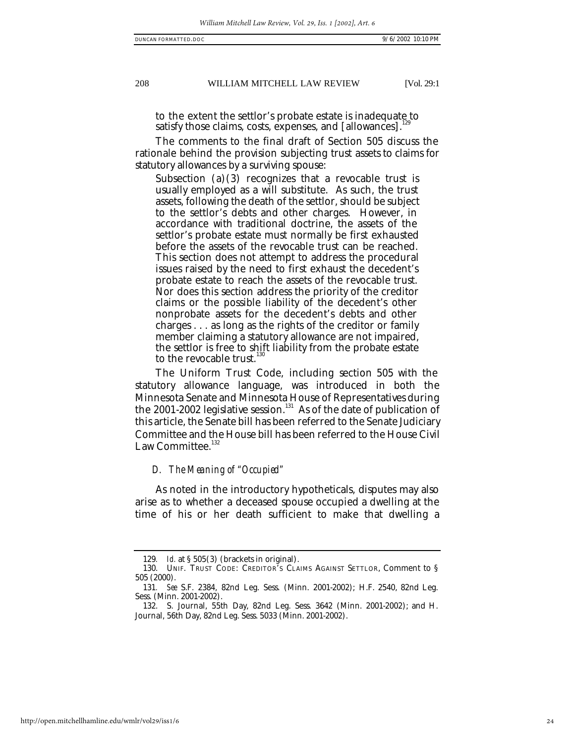to the extent the settlor's probate estate is inadequate to satisfy those claims, costs, expenses, and [allowances].[129]

The comments to the final draft of Section 505 discuss the rationale behind the provision subjecting trust assets to claims for statutory allowances by a surviving spouse:

> Subsection (a)(3) recognizes that a revocable trust is usually employed as a will substitute. As such, the trust assets, following the death of the settlor, should be subject to the settlor's debts and other charges. However, in accordance with traditional doctrine, the assets of the settlor's probate estate must normally be first exhausted before the assets of the revocable trust can be reached. This section does not attempt to address the procedural issues raised by the need to first exhaust the decedent's probate estate to reach the assets of the revocable trust. Nor does this section address the priority of the creditor claims or the possible liability of the decedent's other nonprobate assets for the decedent's debts and other charges . . . as long as the rights of the creditor or family member claiming a statutory allowance are not impaired, the settlor is free to shift liability from the probate estate to the revocable trust.[130]

The Uniform Trust Code, including section 505 with the statutory allowance language, was introduced in both the Minnesota Senate and Minnesota House of Representatives during the 2001-2002 legislative session.[131] As of the date of publication of this article, the Senate bill has been referred to the Senate Judiciary Committee and the House bill has been referred to the House Civil Law Committee.[132]

### *D. The Meaning of "Occupied"*

As noted in the introductory hypotheticals, disputes may also arise as to whether a deceased spouse occupied a dwelling at the time of his or her death sufficient to make that dwelling a

---

129. *Id.* at § 505(3) (brackets in original).

130. UNIF. TRUST CODE: CREDITOR'S CLAIMS AGAINST SETTLOR, Comment to § 505 (2000).

131. *See* S.F. 2384, 82nd Leg. Sess. (Minn. 2001-2002); H.F. 2540, 82nd Leg. Sess. (Minn. 2001-2002).

132. S. Journal, 55th Day, 82nd Leg. Sess. 3642 (Minn. 2001-2002); and H. Journal, 56th Day, 82nd Leg. Sess. 5033 (Minn. 2001-2002).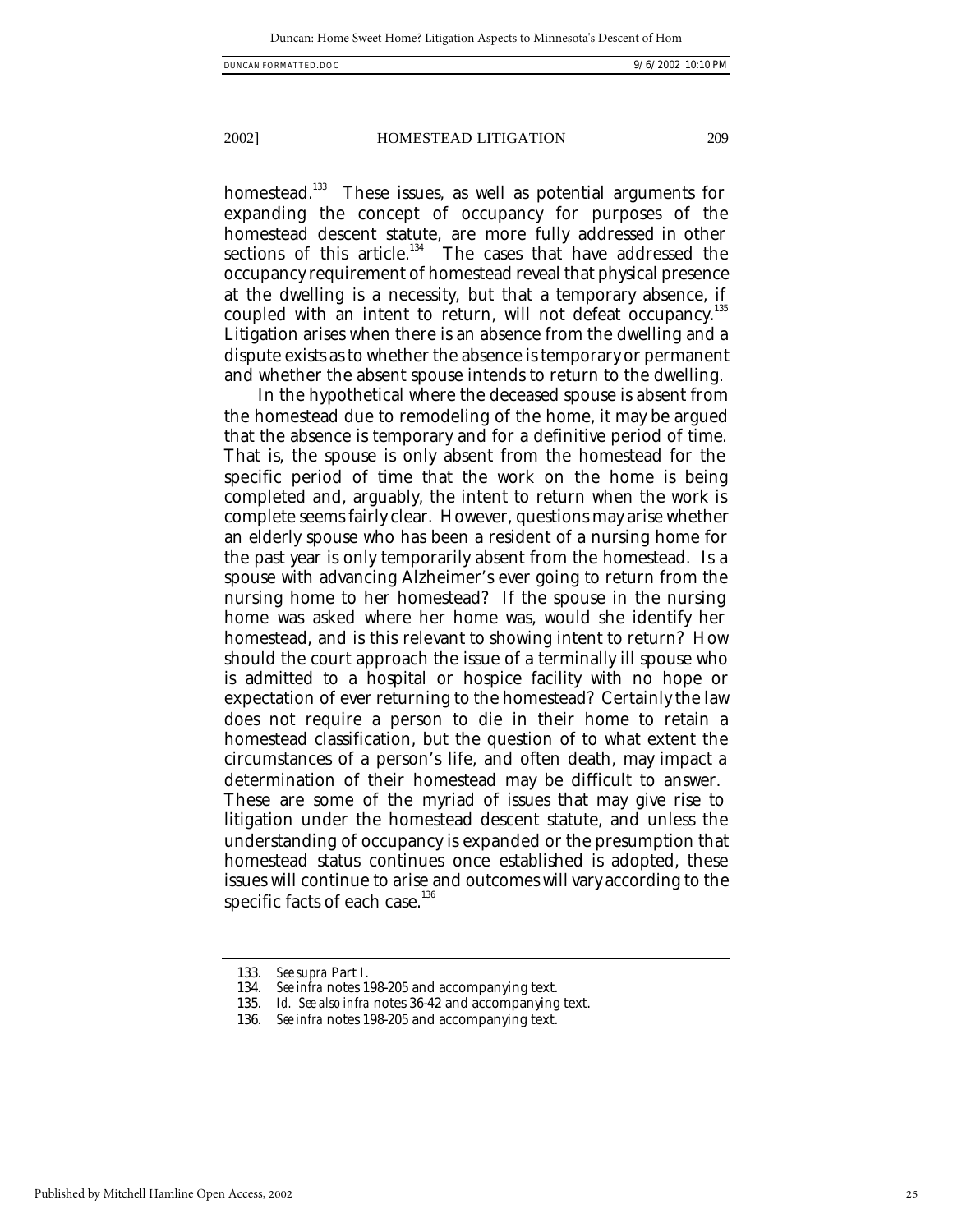homestead.[133] These issues, as well as potential arguments for expanding the concept of occupancy for purposes of the homestead descent statute, are more fully addressed in other sections of this article.[134] The cases that have addressed the occupancy requirement of homestead reveal that physical presence at the dwelling is a necessity, but that a temporary absence, if coupled with an intent to return, will not defeat occupancy.[135] Litigation arises when there is an absence from the dwelling and a dispute exists as to whether the absence is temporary or permanent and whether the absent spouse intends to return to the dwelling.

In the hypothetical where the deceased spouse is absent from the homestead due to remodeling of the home, it may be argued that the absence is temporary and for a definitive period of time. That is, the spouse is only absent from the homestead for the specific period of time that the work on the home is being completed and, arguably, the intent to return when the work is complete seems fairly clear. However, questions may arise whether an elderly spouse who has been a resident of a nursing home for the past year is only temporarily absent from the homestead. Is a spouse with advancing Alzheimer's ever going to return from the nursing home to her homestead? If the spouse in the nursing home was asked where her home was, would she identify her homestead, and is this relevant to showing intent to return? How should the court approach the issue of a terminally ill spouse who is admitted to a hospital or hospice facility with no hope or expectation of ever returning to the homestead? Certainly the law does not require a person to die in their home to retain a homestead classification, but the question of to what extent the circumstances of a person's life, and often death, may impact a determination of their homestead may be difficult to answer. These are some of the myriad of issues that may give rise to litigation under the homestead descent statute, and unless the understanding of occupancy is expanded or the presumption that homestead status continues once established is adopted, these issues will continue to arise and outcomes will vary according to the specific facts of each case.[136]

---

133. *See supra* Part I.
134. *See infra* notes 198-205 and accompanying text.
135. *Id. See also infra* notes 36-42 and accompanying text.
136. *See infra* notes 198-205 and accompanying text.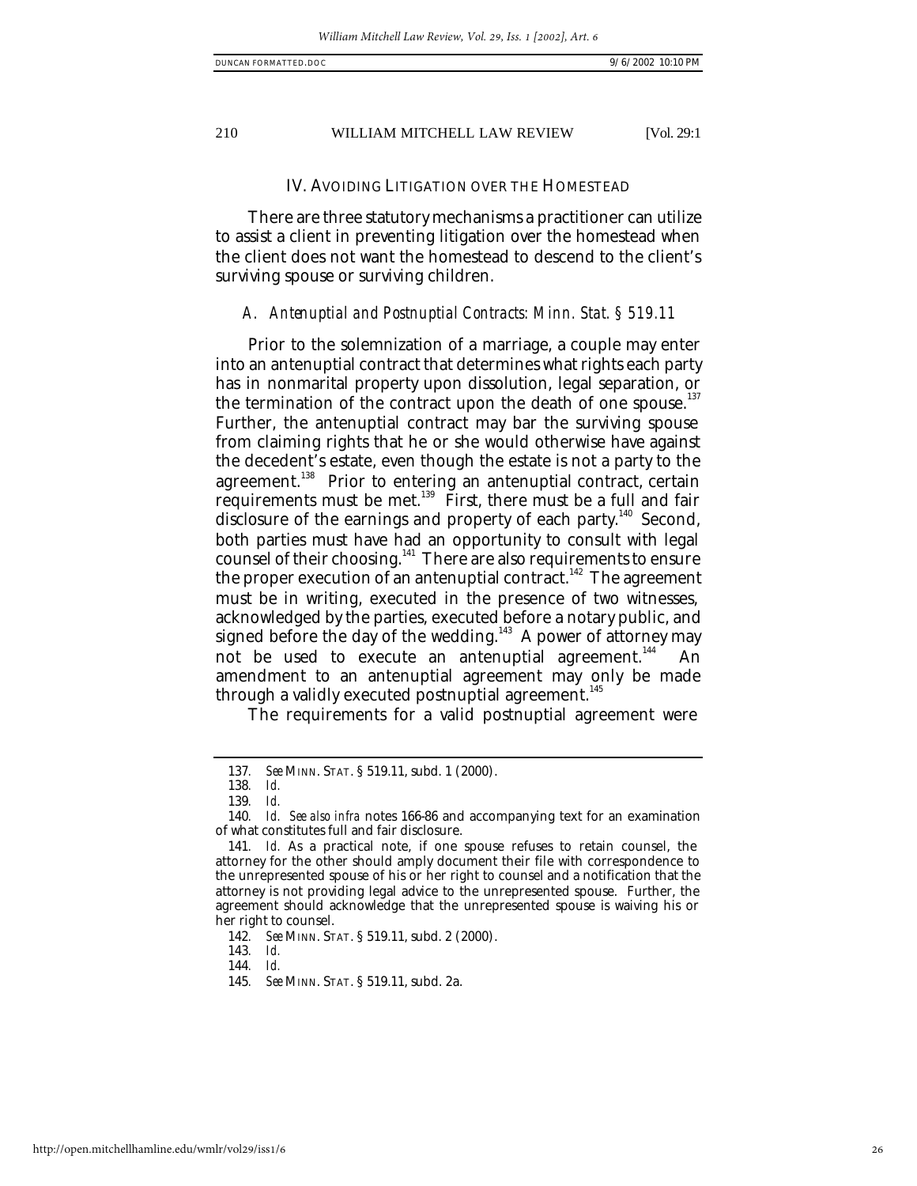## IV. AVOIDING LITIGATION OVER THE HOMESTEAD

There are three statutory mechanisms a practitioner can utilize to assist a client in preventing litigation over the homestead when the client does not want the homestead to descend to the client's surviving spouse or surviving children.

### *A. Antenuptial and Postnuptial Contracts: Minn. Stat. § 519.11*

Prior to the solemnization of a marriage, a couple may enter into an antenuptial contract that determines what rights each party has in nonmarital property upon dissolution, legal separation, or the termination of the contract upon the death of one spouse.[137] Further, the antenuptial contract may bar the surviving spouse from claiming rights that he or she would otherwise have against the decedent's estate, even though the estate is not a party to the agreement.[138] Prior to entering an antenuptial contract, certain requirements must be met.[139] First, there must be a full and fair disclosure of the earnings and property of each party.[140] Second, both parties must have had an opportunity to consult with legal counsel of their choosing.[141] There are also requirements to ensure the proper execution of an antenuptial contract.[142] The agreement must be in writing, executed in the presence of two witnesses, acknowledged by the parties, executed before a notary public, and signed before the day of the wedding.[143] A power of attorney may not be used to execute an antenuptial agreement.[144] An amendment to an antenuptial agreement may only be made through a validly executed postnuptial agreement.[145]

The requirements for a valid postnuptial agreement were

---

137. *See* MINN. STAT. § 519.11, subd. 1 (2000).

138. *Id.*

139. *Id.*

140. *Id. See also infra* notes 166-86 and accompanying text for an examination of what constitutes full and fair disclosure.

141. *Id.* As a practical note, if one spouse refuses to retain counsel, the attorney for the other should amply document their file with correspondence to the unrepresented spouse of his or her right to counsel and a notification that the attorney is not providing legal advice to the unrepresented spouse. Further, the agreement should acknowledge that the unrepresented spouse is waiving his or her right to counsel.

142. *See* MINN. STAT. § 519.11, subd. 2 (2000).

143. *Id.*

144. *Id.*

145. *See* MINN. STAT. § 519.11, subd. 2a.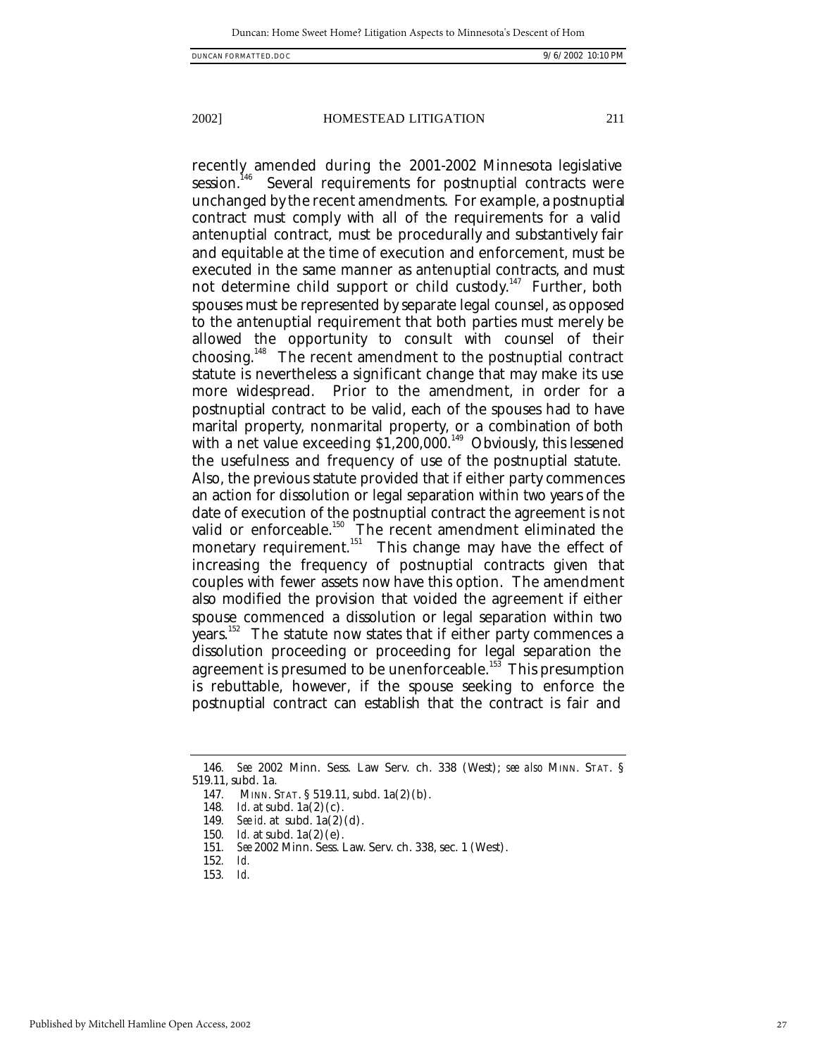recently amended during the 2001-2002 Minnesota legislative session.[146] Several requirements for postnuptial contracts were unchanged by the recent amendments. For example, a postnuptial contract must comply with all of the requirements for a valid antenuptial contract, must be procedurally and substantively fair and equitable at the time of execution and enforcement, must be executed in the same manner as antenuptial contracts, and must not determine child support or child custody.[147] Further, both spouses must be represented by separate legal counsel, as opposed to the antenuptial requirement that both parties must merely be allowed the opportunity to consult with counsel of their choosing.[148] The recent amendment to the postnuptial contract statute is nevertheless a significant change that may make its use more widespread. Prior to the amendment, in order for a postnuptial contract to be valid, each of the spouses had to have marital property, nonmarital property, or a combination of both with a net value exceeding $1,200,000.[149] Obviously, this lessened the usefulness and frequency of use of the postnuptial statute. Also, the previous statute provided that if either party commences an action for dissolution or legal separation within two years of the date of execution of the postnuptial contract the agreement is not valid or enforceable.[150] The recent amendment eliminated the monetary requirement.[151] This change may have the effect of increasing the frequency of postnuptial contracts given that couples with fewer assets now have this option. The amendment also modified the provision that voided the agreement if either spouse commenced a dissolution or legal separation within two years.[152] The statute now states that if either party commences a dissolution proceeding or proceeding for legal separation the agreement is presumed to be unenforceable.[153] This presumption is rebuttable, however, if the spouse seeking to enforce the postnuptial contract can establish that the contract is fair and

---

146. *See* 2002 Minn. Sess. Law Serv. ch. 338 (West); *see also* MINN. STAT. § 519.11, subd. 1a.

147. MINN. STAT. § 519.11, subd. 1a(2)(b).

148. *Id.* at subd. 1a(2)(c).

149. *See id.* at subd. 1a(2)(d).

150. *Id.* at subd. 1a(2)(e).

151. *See* 2002 Minn. Sess. Law Serv. ch. 338, sec. 1 (West).

152. *Id.*

153. *Id.*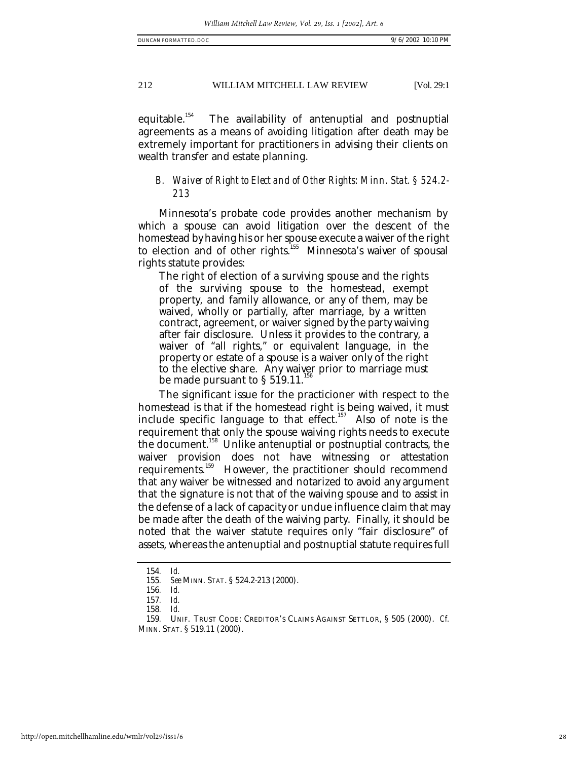equitable.[154] The availability of antenuptial and postnuptial agreements as a means of avoiding litigation after death may be extremely important for practitioners in advising their clients on wealth transfer and estate planning.

### *B. Waiver of Right to Elect and of Other Rights: Minn. Stat. § 524.2-213*

Minnesota's probate code provides another mechanism by which a spouse can avoid litigation over the descent of the homestead by having his or her spouse execute a waiver of the right to election and of other rights.[155] Minnesota's waiver of spousal rights statute provides:

> The right of election of a surviving spouse and the rights of the surviving spouse to the homestead, exempt property, and family allowance, or any of them, may be waived, wholly or partially, after marriage, by a written contract, agreement, or waiver signed by the party waiving after fair disclosure. Unless it provides to the contrary, a waiver of "all rights," or equivalent language, in the property or estate of a spouse is a waiver only of the right to the elective share. Any waiver prior to marriage must be made pursuant to § 519.11.[156]

The significant issue for the practicioner with respect to the homestead is that if the homestead right is being waived, it must include specific language to that effect.[157] Also of note is the requirement that only the spouse waiving rights needs to execute the document.[158] Unlike antenuptial or postnuptial contracts, the waiver provision does not have witnessing or attestation requirements.[159] However, the practitioner should recommend that any waiver be witnessed and notarized to avoid any argument that the signature is not that of the waiving spouse and to assist in the defense of a lack of capacity or undue influence claim that may be made after the death of the waiving party. Finally, it should be noted that the waiver statute requires only "fair disclosure" of assets, whereas the antenuptial and postnuptial statute requires full

---

154. *Id.*

155. *See* MINN. STAT. § 524.2-213 (2000).

156. *Id.*

157. *Id.*

158. *Id.*

159. UNIF. TRUST CODE: CREDITOR'S CLAIMS AGAINST SETTLOR, § 505 (2000). *Cf.* MINN. STAT. § 519.11 (2000).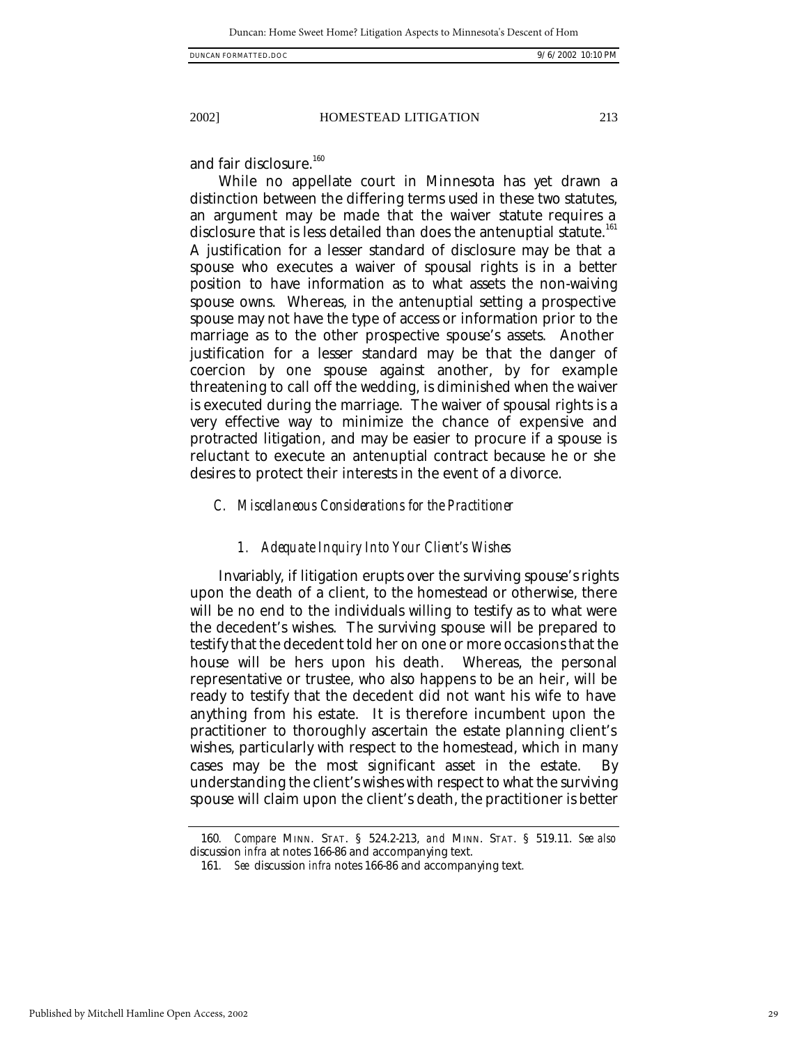and fair disclosure.[160]

While no appellate court in Minnesota has yet drawn a distinction between the differing terms used in these two statutes, an argument may be made that the waiver statute requires a disclosure that is less detailed than does the antenuptial statute.[161] A justification for a lesser standard of disclosure may be that a spouse who executes a waiver of spousal rights is in a better position to have information as to what assets the non-waiving spouse owns. Whereas, in the antenuptial setting a prospective spouse may not have the type of access or information prior to the marriage as to the other prospective spouse's assets. Another justification for a lesser standard may be that the danger of coercion by one spouse against another, by for example threatening to call off the wedding, is diminished when the waiver is executed during the marriage. The waiver of spousal rights is a very effective way to minimize the chance of expensive and protracted litigation, and may be easier to procure if a spouse is reluctant to execute an antenuptial contract because he or she desires to protect their interests in the event of a divorce.

### *C. Miscellaneous Considerations for the Practitioner*

#### *1. Adequate Inquiry Into Your Client's Wishes*

Invariably, if litigation erupts over the surviving spouse's rights upon the death of a client, to the homestead or otherwise, there will be no end to the individuals willing to testify as to what were the decedent's wishes. The surviving spouse will be prepared to testify that the decedent told her on one or more occasions that the house will be hers upon his death. Whereas, the personal representative or trustee, who also happens to be an heir, will be ready to testify that the decedent did not want his wife to have anything from his estate. It is therefore incumbent upon the practitioner to thoroughly ascertain the estate planning client's wishes, particularly with respect to the homestead, which in many cases may be the most significant asset in the estate. By understanding the client's wishes with respect to what the surviving spouse will claim upon the client's death, the practitioner is better

---

160. *Compare* MINN. STAT. § 524.2-213, *and* MINN. STAT. § 519.11. *See also* discussion *infra* at notes 166-86 and accompanying text.

161. *See* discussion *infra* notes 166-86 and accompanying text.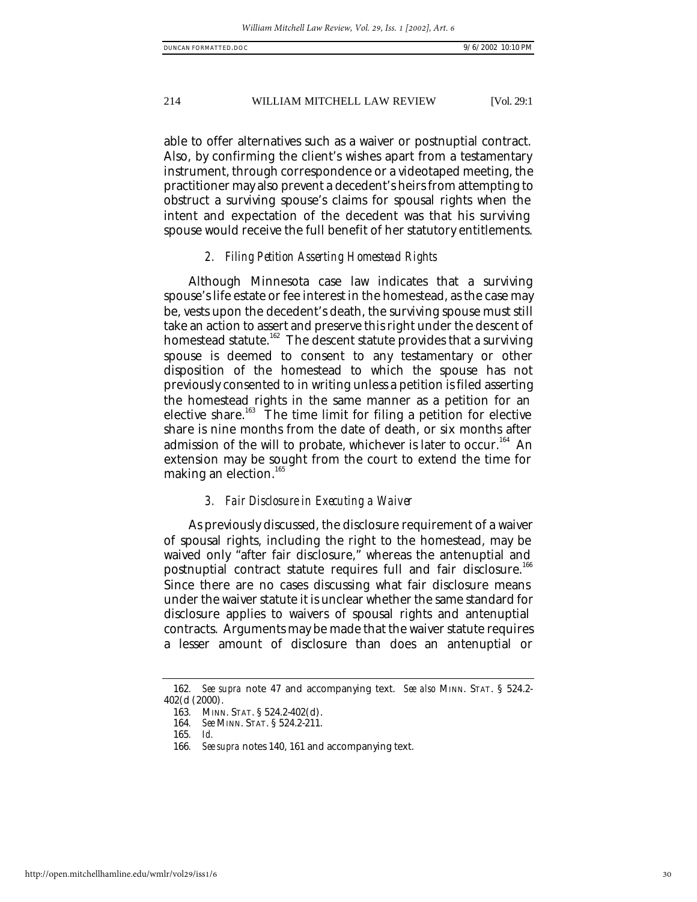able to offer alternatives such as a waiver or postnuptial contract. Also, by confirming the client's wishes apart from a testamentary instrument, through correspondence or a videotaped meeting, the practitioner may also prevent a decedent's heirs from attempting to obstruct a surviving spouse's claims for spousal rights when the intent and expectation of the decedent was that his surviving spouse would receive the full benefit of her statutory entitlements.

### *2. Filing Petition Asserting Homestead Rights*

Although Minnesota case law indicates that a surviving spouse's life estate or fee interest in the homestead, as the case may be, vests upon the decedent's death, the surviving spouse must still take an action to assert and preserve this right under the descent of homestead statute.[162] The descent statute provides that a surviving spouse is deemed to consent to any testamentary or other disposition of the homestead to which the spouse has not previously consented to in writing unless a petition is filed asserting the homestead rights in the same manner as a petition for an elective share.[163] The time limit for filing a petition for elective share is nine months from the date of death, or six months after admission of the will to probate, whichever is later to occur.[164] An extension may be sought from the court to extend the time for making an election.[165]

### *3. Fair Disclosure in Executing a Waiver*

As previously discussed, the disclosure requirement of a waiver of spousal rights, including the right to the homestead, may be waived only "after fair disclosure," whereas the antenuptial and postnuptial contract statute requires full and fair disclosure.[166] Since there are no cases discussing what fair disclosure means under the waiver statute it is unclear whether the same standard for disclosure applies to waivers of spousal rights and antenuptial contracts. Arguments may be made that the waiver statute requires a lesser amount of disclosure than does an antenuptial or

---

162. *See supra* note 47 and accompanying text. *See also* MINN. STAT. § 524.2-402(d (2000).

163. MINN. STAT. § 524.2-402(d).

164. *See* MINN. STAT. § 524.2-211.

165. *Id.*

166. *See supra* notes 140, 161 and accompanying text.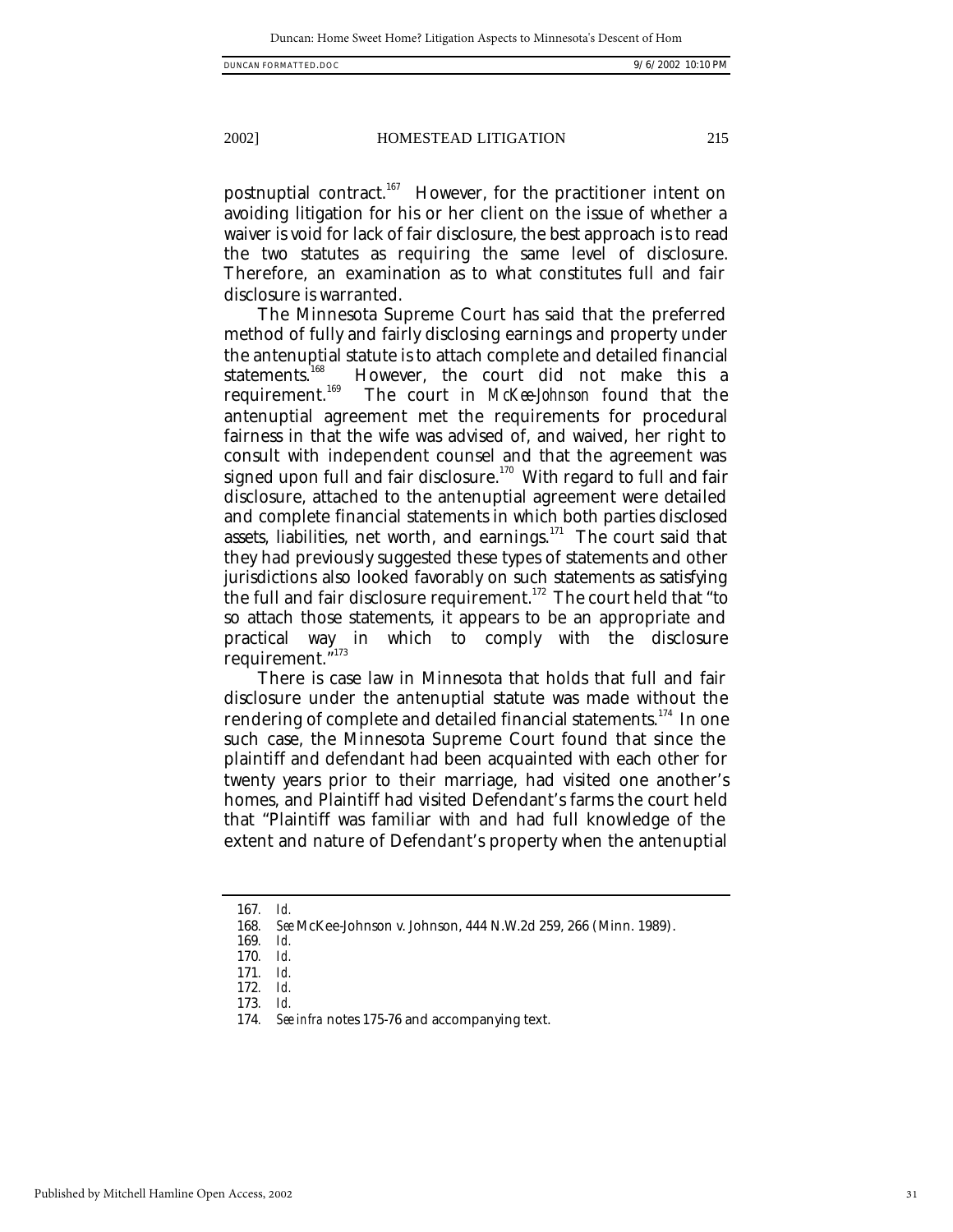postnuptial contract.[167] However, for the practitioner intent on avoiding litigation for his or her client on the issue of whether a waiver is void for lack of fair disclosure, the best approach is to read the two statutes as requiring the same level of disclosure. Therefore, an examination as to what constitutes full and fair disclosure is warranted.

The Minnesota Supreme Court has said that the preferred method of fully and fairly disclosing earnings and property under the antenuptial statute is to attach complete and detailed financial statements.[168] However, the court did not make this a requirement.[169] The court in *McKee-Johnson* found that the antenuptial agreement met the requirements for procedural fairness in that the wife was advised of, and waived, her right to consult with independent counsel and that the agreement was signed upon full and fair disclosure.[170] With regard to full and fair disclosure, attached to the antenuptial agreement were detailed and complete financial statements in which both parties disclosed assets, liabilities, net worth, and earnings.[171] The court said that they had previously suggested these types of statements and other jurisdictions also looked favorably on such statements as satisfying the full and fair disclosure requirement.[172] The court held that "to so attach those statements, it appears to be an appropriate and practical way in which to comply with the disclosure requirement."[173]

There is case law in Minnesota that holds that full and fair disclosure under the antenuptial statute was made without the rendering of complete and detailed financial statements.[174] In one such case, the Minnesota Supreme Court found that since the plaintiff and defendant had been acquainted with each other for twenty years prior to their marriage, had visited one another's homes, and Plaintiff had visited Defendant's farms the court held that "Plaintiff was familiar with and had full knowledge of the extent and nature of Defendant's property when the antenuptial

---

167. *Id.*
168. *See* McKee-Johnson v. Johnson, 444 N.W.2d 259, 266 (Minn. 1989).
169. *Id.*
170. *Id.*
171. *Id.*
172. *Id.*
173. *Id.*
174. *See infra* notes 175-76 and accompanying text.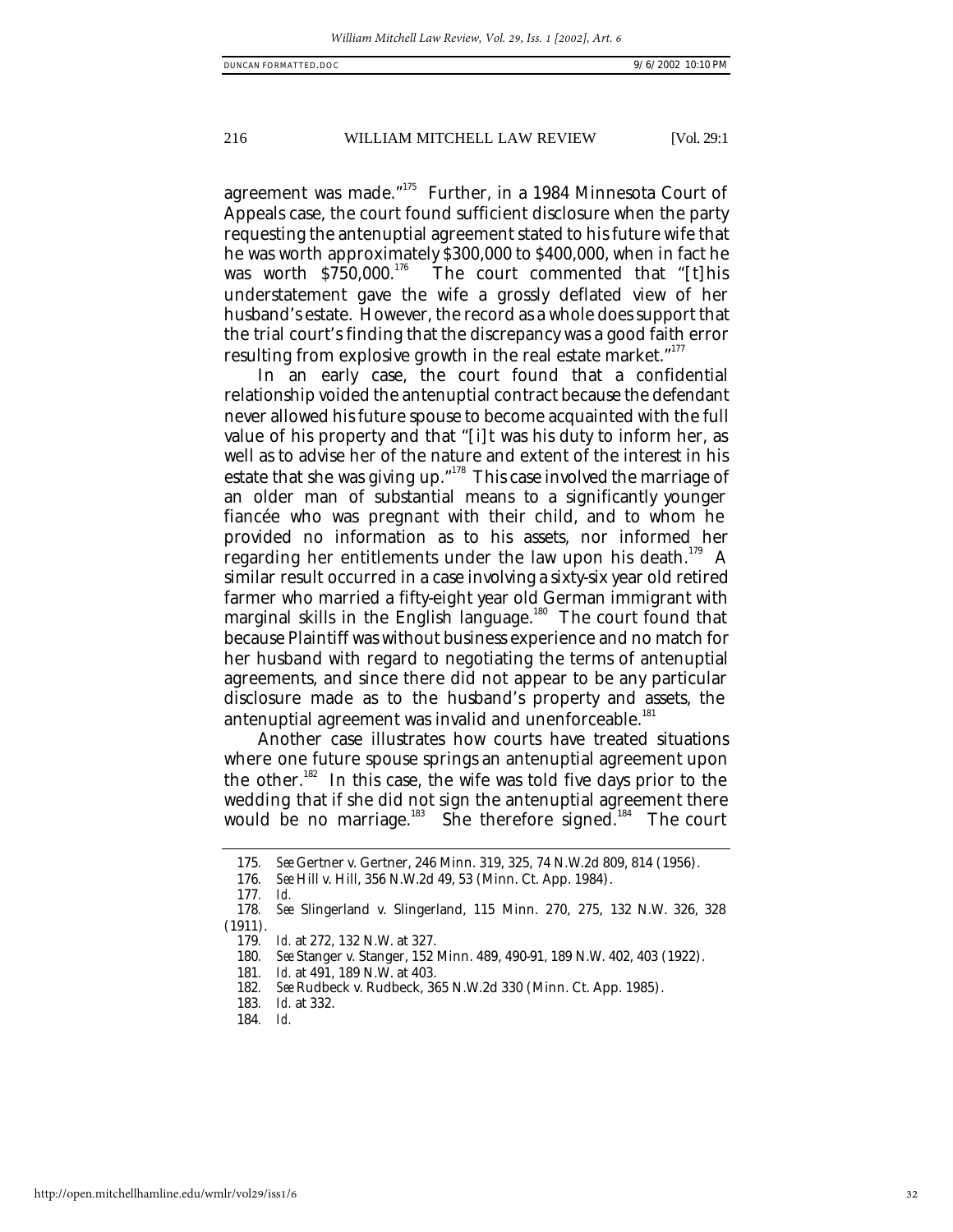agreement was made."[175] Further, in a 1984 Minnesota Court of Appeals case, the court found sufficient disclosure when the party requesting the antenuptial agreement stated to his future wife that he was worth approximately $300,000 to $400,000, when in fact he was worth $750,000.[176] The court commented that "[t]his understatement gave the wife a grossly deflated view of her husband's estate. However, the record as a whole does support that the trial court's finding that the discrepancy was a good faith error resulting from explosive growth in the real estate market."[177]

In an early case, the court found that a confidential relationship voided the antenuptial contract because the defendant never allowed his future spouse to become acquainted with the full value of his property and that "[i]t was his duty to inform her, as well as to advise her of the nature and extent of the interest in his estate that she was giving up."[178] This case involved the marriage of an older man of substantial means to a significantly younger fiancée who was pregnant with their child, and to whom he provided no information as to his assets, nor informed her regarding her entitlements under the law upon his death.[179] A similar result occurred in a case involving a sixty-six year old retired farmer who married a fifty-eight year old German immigrant with marginal skills in the English language.[180] The court found that because Plaintiff was without business experience and no match for her husband with regard to negotiating the terms of antenuptial agreements, and since there did not appear to be any particular disclosure made as to the husband's property and assets, the antenuptial agreement was invalid and unenforceable.[181]

Another case illustrates how courts have treated situations where one future spouse springs an antenuptial agreement upon the other.[182] In this case, the wife was told five days prior to the wedding that if she did not sign the antenuptial agreement there would be no marriage.[183] She therefore signed.[184] The court

175. *See* Gertner v. Gertner, 246 Minn. 319, 325, 74 N.W.2d 809, 814 (1956).

176. *See* Hill v. Hill, 356 N.W.2d 49, 53 (Minn. Ct. App. 1984).

177. *Id.*

178. *See* Slingerland v. Slingerland, 115 Minn. 270, 275, 132 N.W. 326, 328 (1911).

179. *Id.* at 272, 132 N.W. at 327.

180. *See* Stanger v. Stanger, 152 Minn. 489, 490-91, 189 N.W. 402, 403 (1922).

181. *Id.* at 491, 189 N.W. at 403.

182. *See* Rudbeck v. Rudbeck, 365 N.W.2d 330 (Minn. Ct. App. 1985).

183. *Id.* at 332.

184. *Id.*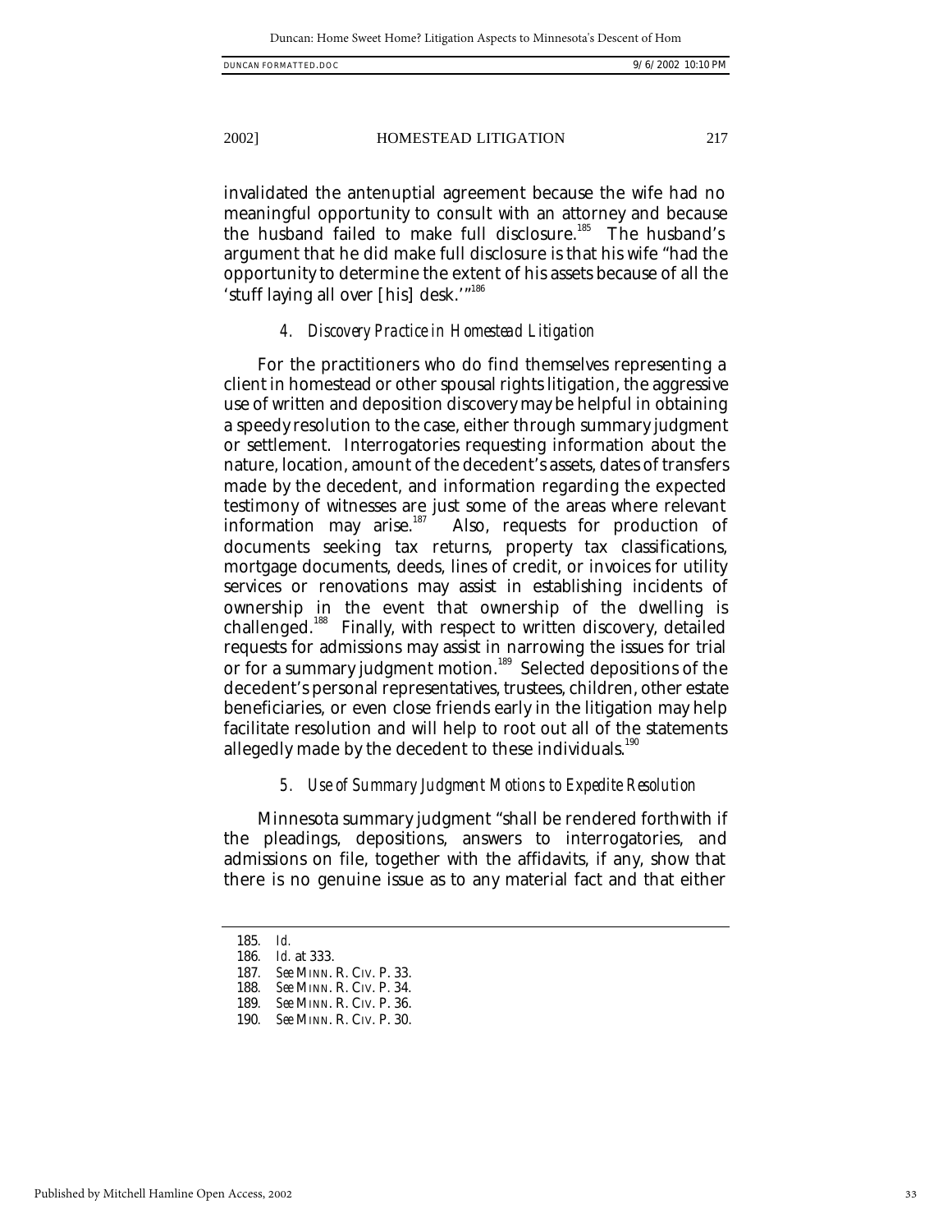invalidated the antenuptial agreement because the wife had no meaningful opportunity to consult with an attorney and because the husband failed to make full disclosure.[185] The husband's argument that he did make full disclosure is that his wife "had the opportunity to determine the extent of his assets because of all the 'stuff laying all over [his] desk.'"[186]

#### *4. Discovery Practice in Homestead Litigation*

For the practitioners who do find themselves representing a client in homestead or other spousal rights litigation, the aggressive use of written and deposition discovery may be helpful in obtaining a speedy resolution to the case, either through summary judgment or settlement. Interrogatories requesting information about the nature, location, amount of the decedent's assets, dates of transfers made by the decedent, and information regarding the expected testimony of witnesses are just some of the areas where relevant information may arise.[187] Also, requests for production of documents seeking tax returns, property tax classifications, mortgage documents, deeds, lines of credit, or invoices for utility services or renovations may assist in establishing incidents of ownership in the event that ownership of the dwelling is challenged.[188] Finally, with respect to written discovery, detailed requests for admissions may assist in narrowing the issues for trial or for a summary judgment motion.[189] Selected depositions of the decedent's personal representatives, trustees, children, other estate beneficiaries, or even close friends early in the litigation may help facilitate resolution and will help to root out all of the statements allegedly made by the decedent to these individuals.[190]

#### *5. Use of Summary Judgment Motions to Expedite Resolution*

Minnesota summary judgment "shall be rendered forthwith if the pleadings, depositions, answers to interrogatories, and admissions on file, together with the affidavits, if any, show that there is no genuine issue as to any material fact and that either

---

185. *Id.*
186. *Id.* at 333.
187. *See* MINN. R. CIV. P. 33.
188. *See* MINN. R. CIV. P. 34.
189. *See* MINN. R. CIV. P. 36.
190. *See* MINN. R. CIV. P. 30.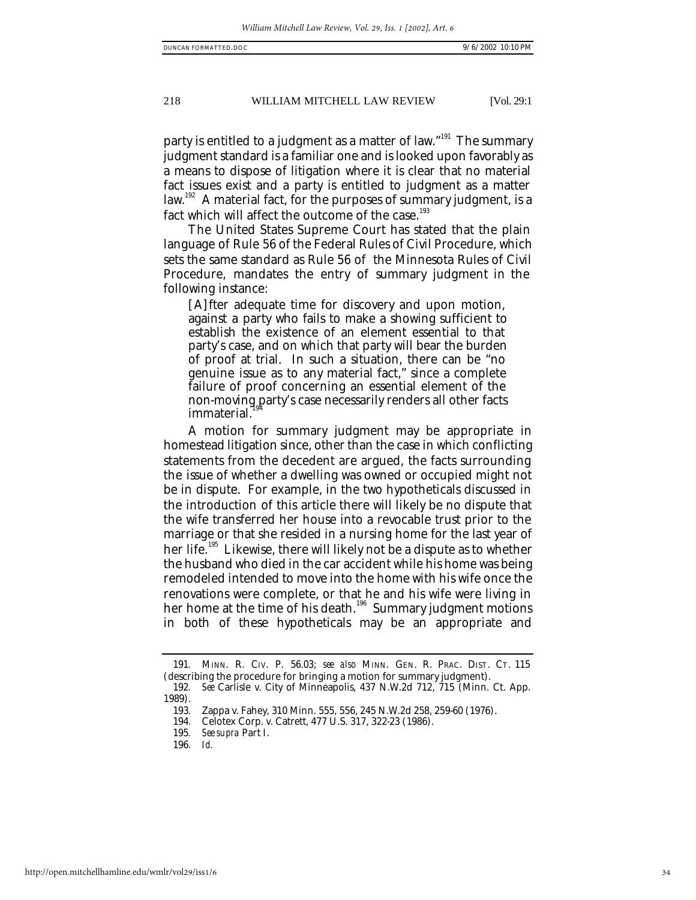party is entitled to a judgment as a matter of law."[191] The summary judgment standard is a familiar one and is looked upon favorably as a means to dispose of litigation where it is clear that no material fact issues exist and a party is entitled to judgment as a matter law.[192] A material fact, for the purposes of summary judgment, is a fact which will affect the outcome of the case.[193]

The United States Supreme Court has stated that the plain language of Rule 56 of the Federal Rules of Civil Procedure, which sets the same standard as Rule 56 of the Minnesota Rules of Civil Procedure, mandates the entry of summary judgment in the following instance:

> [A]fter adequate time for discovery and upon motion, against a party who fails to make a showing sufficient to establish the existence of an element essential to that party's case, and on which that party will bear the burden of proof at trial. In such a situation, there can be "no genuine issue as to any material fact," since a complete failure of proof concerning an essential element of the non-moving party's case necessarily renders all other facts immaterial.[194]

A motion for summary judgment may be appropriate in homestead litigation since, other than the case in which conflicting statements from the decedent are argued, the facts surrounding the issue of whether a dwelling was owned or occupied might not be in dispute. For example, in the two hypotheticals discussed in the introduction of this article there will likely be no dispute that the wife transferred her house into a revocable trust prior to the marriage or that she resided in a nursing home for the last year of her life.[195] Likewise, there will likely not be a dispute as to whether the husband who died in the car accident while his home was being remodeled intended to move into the home with his wife once the renovations were complete, or that he and his wife were living in her home at the time of his death.[196] Summary judgment motions in both of these hypotheticals may be an appropriate and

---

191. MINN. R. CIV. P. 56.03; *see also* MINN. GEN. R. PRAC. DIST. CT. 115 (describing the procedure for bringing a motion for summary judgment).

192. *See* Carlisle v. City of Minneapolis, 437 N.W.2d 712, 715 (Minn. Ct. App. 1989).

193. Zappa v. Fahey, 310 Minn. 555, 556, 245 N.W.2d 258, 259-60 (1976).

194. Celotex Corp. v. Catrett, 477 U.S. 317, 322-23 (1986).

195. *See supra* Part I.

196. *Id.*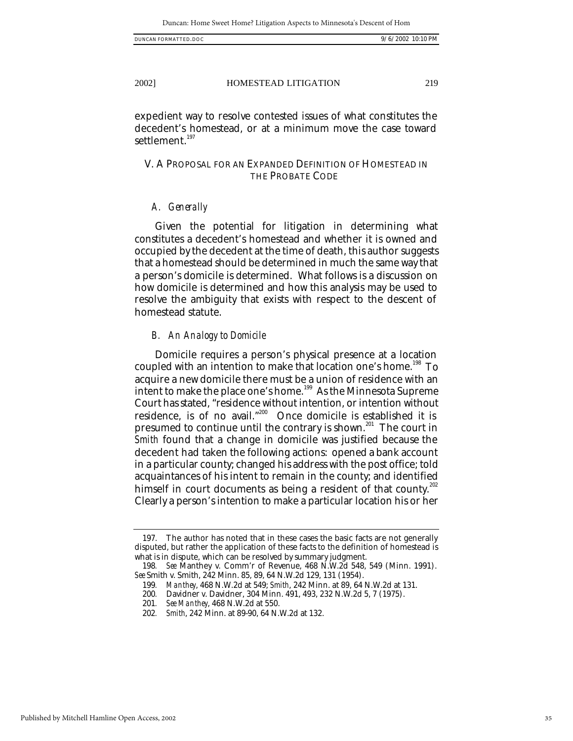expedient way to resolve contested issues of what constitutes the decedent's homestead, or at a minimum move the case toward settlement.[197]

## V. A PROPOSAL FOR AN EXPANDED DEFINITION OF HOMESTEAD IN THE PROBATE CODE

### *A. Generally*

Given the potential for litigation in determining what constitutes a decedent's homestead and whether it is owned and occupied by the decedent at the time of death, this author suggests that a homestead should be determined in much the same way that a person's domicile is determined. What follows is a discussion on how domicile is determined and how this analysis may be used to resolve the ambiguity that exists with respect to the descent of homestead statute.

### *B. An Analogy to Domicile*

Domicile requires a person's physical presence at a location coupled with an intention to make that location one's home.[198] To acquire a new domicile there must be a union of residence with an intent to make the place one's home.[199] As the Minnesota Supreme Court has stated, "residence without intention, or intention without residence, is of no avail."[200] Once domicile is established it is presumed to continue until the contrary is shown.[201] The court in *Smith* found that a change in domicile was justified because the decedent had taken the following actions: opened a bank account in a particular county; changed his address with the post office; told acquaintances of his intent to remain in the county; and identified himself in court documents as being a resident of that county.[202] Clearly a person's intention to make a particular location his or her

---

197. The author has noted that in these cases the basic facts are not generally disputed, but rather the application of these facts to the definition of homestead is what is in dispute, which can be resolved by summary judgment.

198. *See* Manthey v. Comm'r of Revenue, 468 N.W.2d 548, 549 (Minn. 1991). *See* Smith v. Smith, 242 Minn. 85, 89, 64 N.W.2d 129, 131 (1954).

199. *Manthey*, 468 N.W.2d at 549; *Smith*, 242 Minn. at 89, 64 N.W.2d at 131.

200. Davidner v. Davidner, 304 Minn. 491, 493, 232 N.W.2d 5, 7 (1975).

201. *See Manthey*, 468 N.W.2d at 550.

202. *Smith*, 242 Minn. at 89-90, 64 N.W.2d at 132.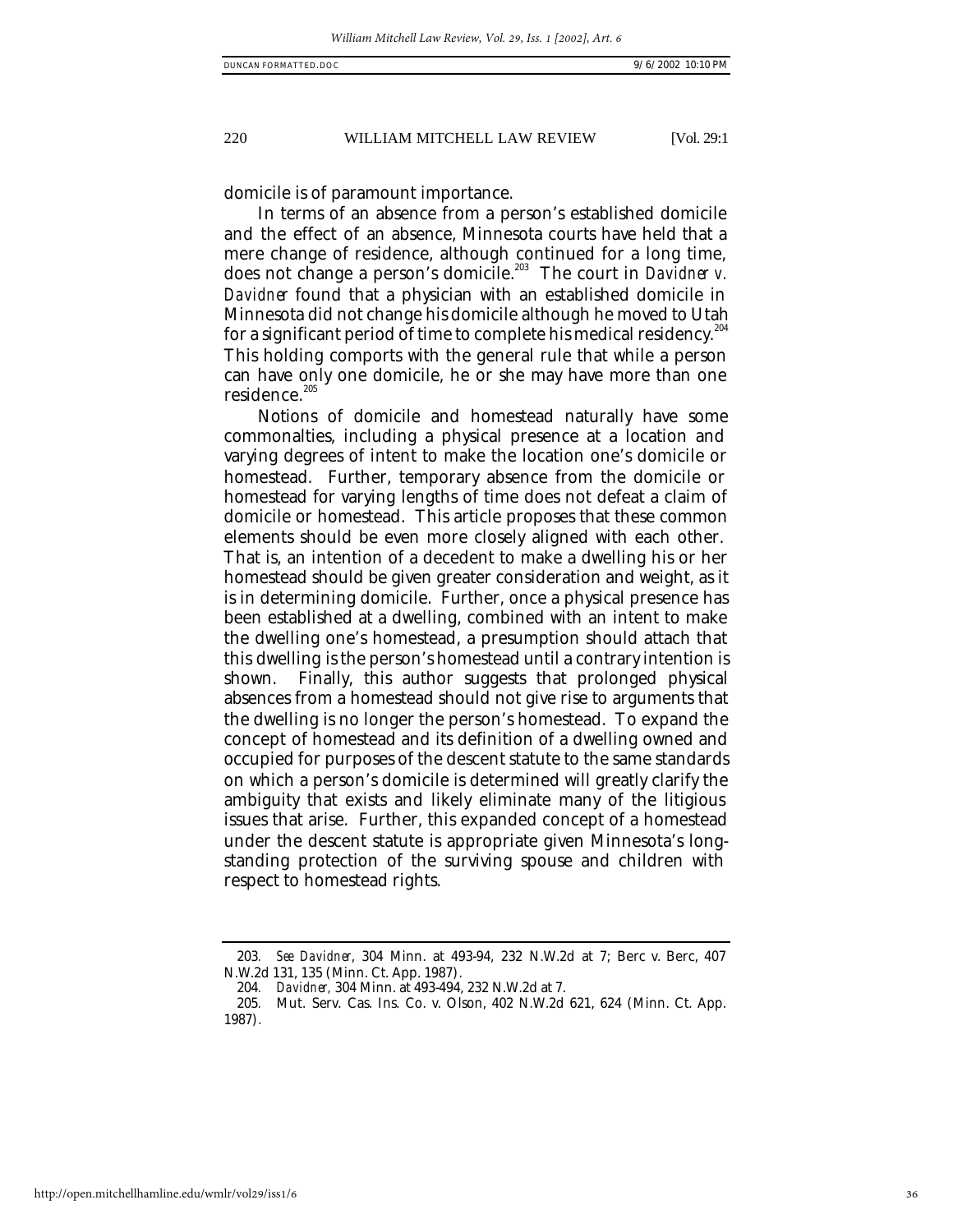domicile is of paramount importance.

In terms of an absence from a person's established domicile and the effect of an absence, Minnesota courts have held that a mere change of residence, although continued for a long time, does not change a person's domicile.[203] The court in *Davidner v. Davidner* found that a physician with an established domicile in Minnesota did not change his domicile although he moved to Utah for a significant period of time to complete his medical residency.[204] This holding comports with the general rule that while a person can have only one domicile, he or she may have more than one residence.[205]

Notions of domicile and homestead naturally have some commonalties, including a physical presence at a location and varying degrees of intent to make the location one's domicile or homestead. Further, temporary absence from the domicile or homestead for varying lengths of time does not defeat a claim of domicile or homestead. This article proposes that these common elements should be even more closely aligned with each other. That is, an intention of a decedent to make a dwelling his or her homestead should be given greater consideration and weight, as it is in determining domicile. Further, once a physical presence has been established at a dwelling, combined with an intent to make the dwelling one's homestead, a presumption should attach that this dwelling is the person's homestead until a contrary intention is shown. Finally, this author suggests that prolonged physical absences from a homestead should not give rise to arguments that the dwelling is no longer the person's homestead. To expand the concept of homestead and its definition of a dwelling owned and occupied for purposes of the descent statute to the same standards on which a person's domicile is determined will greatly clarify the ambiguity that exists and likely eliminate many of the litigious issues that arise. Further, this expanded concept of a homestead under the descent statute is appropriate given Minnesota's long-standing protection of the surviving spouse and children with respect to homestead rights.

---

203. *See Davidner*, 304 Minn. at 493-94, 232 N.W.2d at 7; Berc v. Berc, 407 N.W.2d 131, 135 (Minn. Ct. App. 1987).

204. *Davidner*, 304 Minn. at 493-494, 232 N.W.2d at 7.

205. Mut. Serv. Cas. Ins. Co. v. Olson, 402 N.W.2d 621, 624 (Minn. Ct. App. 1987).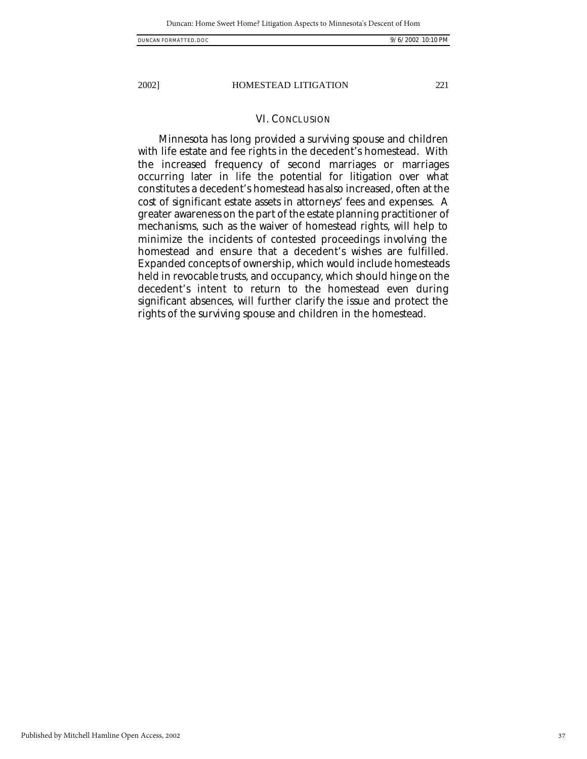## VI. CONCLUSION

Minnesota has long provided a surviving spouse and children with life estate and fee rights in the decedent's homestead. With the increased frequency of second marriages or marriages occurring later in life the potential for litigation over what constitutes a decedent's homestead has also increased, often at the cost of significant estate assets in attorneys' fees and expenses. A greater awareness on the part of the estate planning practitioner of mechanisms, such as the waiver of homestead rights, will help to minimize the incidents of contested proceedings involving the homestead and ensure that a decedent's wishes are fulfilled. Expanded concepts of ownership, which would include homesteads held in revocable trusts, and occupancy, which should hinge on the decedent's intent to return to the homestead even during significant absences, will further clarify the issue and protect the rights of the surviving spouse and children in the homestead.